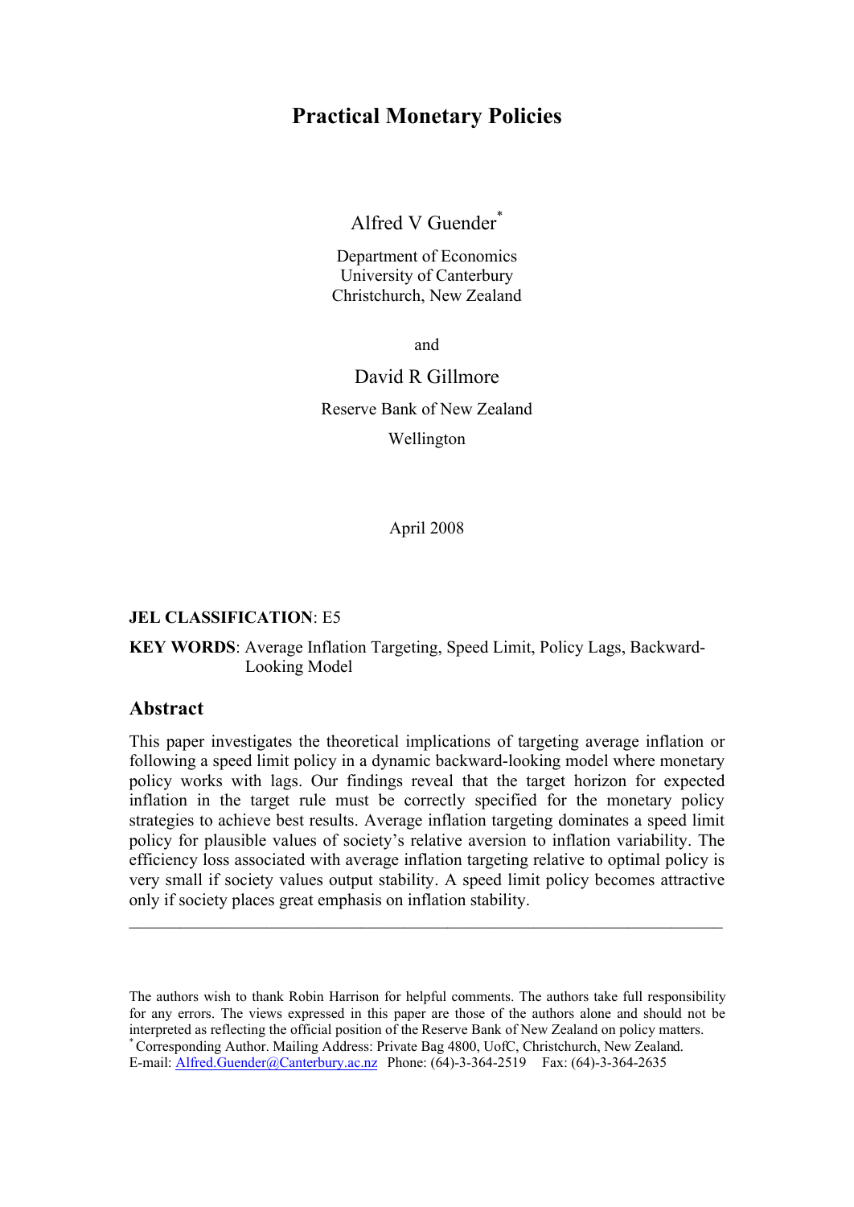# Practical Monetary Policies

Alfred V Guender[*]

Department of Economics
University of Canterbury
Christchurch, New Zealand

and

David R Gillmore

Reserve Bank of New Zealand
Wellington

April 2008

**JEL CLASSIFICATION**: E5

**KEY WORDS**: Average Inflation Targeting, Speed Limit, Policy Lags, Backward-Looking Model

## Abstract

This paper investigates the theoretical implications of targeting average inflation or following a speed limit policy in a dynamic backward-looking model where monetary policy works with lags. Our findings reveal that the target horizon for expected inflation in the target rule must be correctly specified for the monetary policy strategies to achieve best results. Average inflation targeting dominates a speed limit policy for plausible values of society's relative aversion to inflation variability. The efficiency loss associated with average inflation targeting relative to optimal policy is very small if society values output stability. A speed limit policy becomes attractive only if society places great emphasis on inflation stability.

---

The authors wish to thank Robin Harrison for helpful comments. The authors take full responsibility for any errors. The views expressed in this paper are those of the authors alone and should not be interpreted as reflecting the official position of the Reserve Bank of New Zealand on policy matters.

[*] Corresponding Author. Mailing Address: Private Bag 4800, UofC, Christchurch, New Zealand.
E-mail: Alfred.Guender@Canterbury.ac.nz Phone: (64)-3-364-2519 Fax: (64)-3-364-2635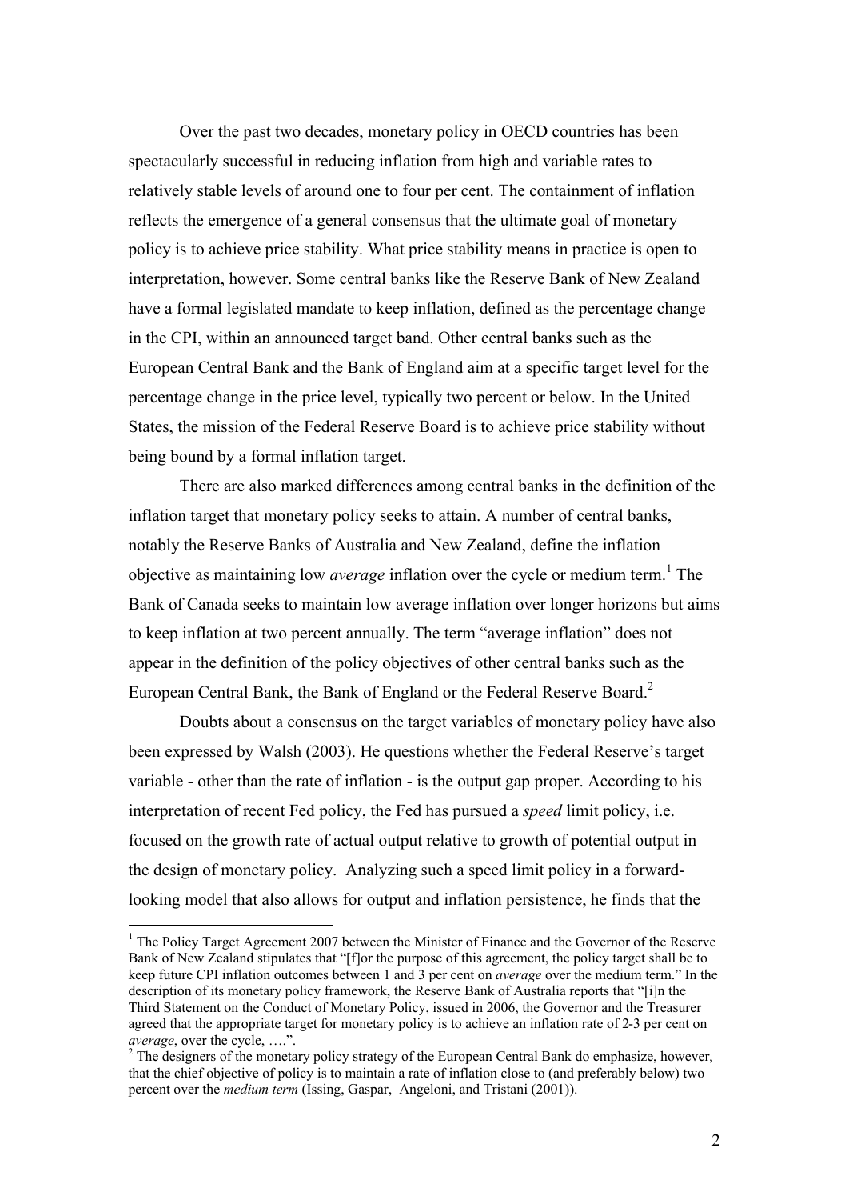Over the past two decades, monetary policy in OECD countries has been spectacularly successful in reducing inflation from high and variable rates to relatively stable levels of around one to four per cent. The containment of inflation reflects the emergence of a general consensus that the ultimate goal of monetary policy is to achieve price stability. What price stability means in practice is open to interpretation, however. Some central banks like the Reserve Bank of New Zealand have a formal legislated mandate to keep inflation, defined as the percentage change in the CPI, within an announced target band. Other central banks such as the European Central Bank and the Bank of England aim at a specific target level for the percentage change in the price level, typically two percent or below. In the United States, the mission of the Federal Reserve Board is to achieve price stability without being bound by a formal inflation target.

There are also marked differences among central banks in the definition of the inflation target that monetary policy seeks to attain. A number of central banks, notably the Reserve Banks of Australia and New Zealand, define the inflation objective as maintaining low *average* inflation over the cycle or medium term.[1] The Bank of Canada seeks to maintain low average inflation over longer horizons but aims to keep inflation at two percent annually. The term "average inflation" does not appear in the definition of the policy objectives of other central banks such as the European Central Bank, the Bank of England or the Federal Reserve Board.[2]

Doubts about a consensus on the target variables of monetary policy have also been expressed by Walsh (2003). He questions whether the Federal Reserve's target variable - other than the rate of inflation - is the output gap proper. According to his interpretation of recent Fed policy, the Fed has pursued a *speed* limit policy, i.e. focused on the growth rate of actual output relative to growth of potential output in the design of monetary policy. Analyzing such a speed limit policy in a forward-looking model that also allows for output and inflation persistence, he finds that the

---

[1] The Policy Target Agreement 2007 between the Minister of Finance and the Governor of the Reserve Bank of New Zealand stipulates that "[f]or the purpose of this agreement, the policy target shall be to keep future CPI inflation outcomes between 1 and 3 per cent on *average* over the medium term." In the description of its monetary policy framework, the Reserve Bank of Australia reports that "[i]n the Third Statement on the Conduct of Monetary Policy, issued in 2006, the Governor and the Treasurer agreed that the appropriate target for monetary policy is to achieve an inflation rate of 2-3 per cent on *average*, over the cycle, ….".

[2] The designers of the monetary policy strategy of the European Central Bank do emphasize, however, that the chief objective of policy is to maintain a rate of inflation close to (and preferably below) two percent over the *medium term* (Issing, Gaspar, Angeloni, and Tristani (2001)).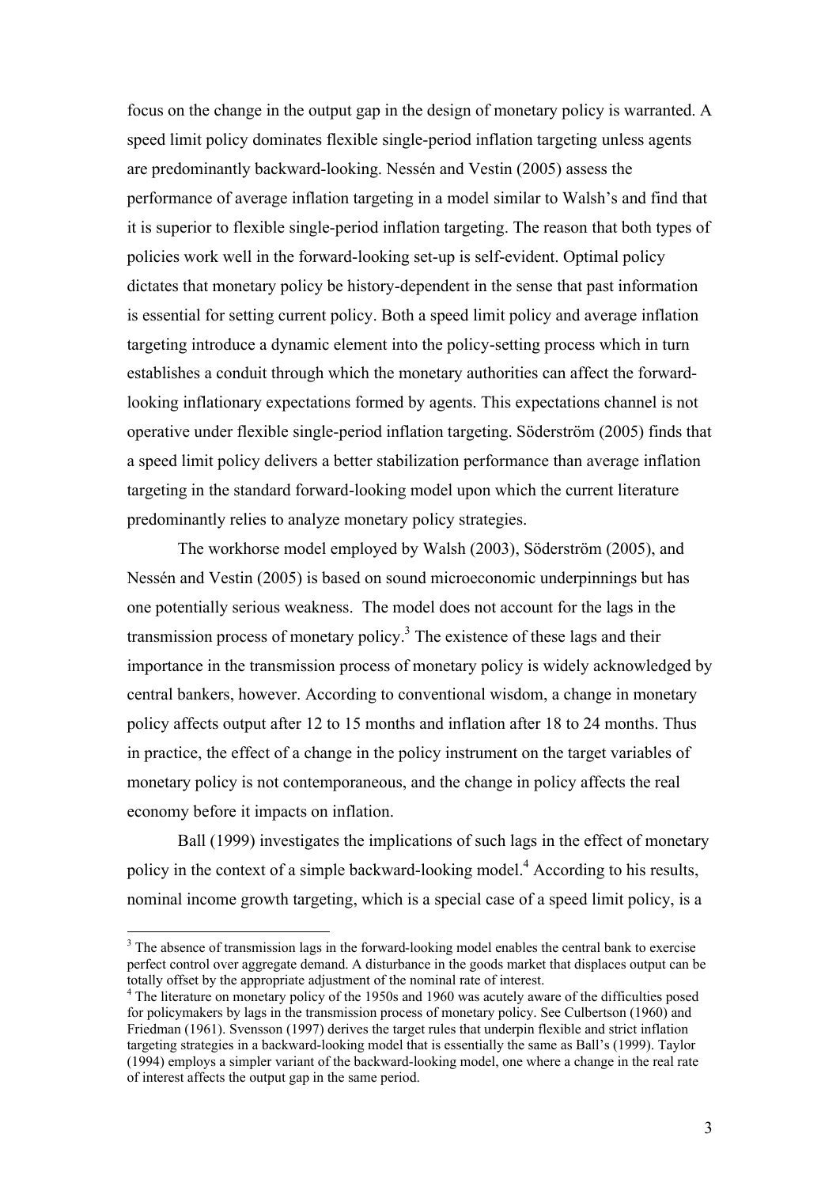focus on the change in the output gap in the design of monetary policy is warranted. A speed limit policy dominates flexible single-period inflation targeting unless agents are predominantly backward-looking. Nessén and Vestin (2005) assess the performance of average inflation targeting in a model similar to Walsh's and find that it is superior to flexible single-period inflation targeting. The reason that both types of policies work well in the forward-looking set-up is self-evident. Optimal policy dictates that monetary policy be history-dependent in the sense that past information is essential for setting current policy. Both a speed limit policy and average inflation targeting introduce a dynamic element into the policy-setting process which in turn establishes a conduit through which the monetary authorities can affect the forward-looking inflationary expectations formed by agents. This expectations channel is not operative under flexible single-period inflation targeting. Söderström (2005) finds that a speed limit policy delivers a better stabilization performance than average inflation targeting in the standard forward-looking model upon which the current literature predominantly relies to analyze monetary policy strategies.

The workhorse model employed by Walsh (2003), Söderström (2005), and Nessén and Vestin (2005) is based on sound microeconomic underpinnings but has one potentially serious weakness. The model does not account for the lags in the transmission process of monetary policy.[3] The existence of these lags and their importance in the transmission process of monetary policy is widely acknowledged by central bankers, however. According to conventional wisdom, a change in monetary policy affects output after 12 to 15 months and inflation after 18 to 24 months. Thus in practice, the effect of a change in the policy instrument on the target variables of monetary policy is not contemporaneous, and the change in policy affects the real economy before it impacts on inflation.

Ball (1999) investigates the implications of such lags in the effect of monetary policy in the context of a simple backward-looking model.[4] According to his results, nominal income growth targeting, which is a special case of a speed limit policy, is a

[3] The absence of transmission lags in the forward-looking model enables the central bank to exercise perfect control over aggregate demand. A disturbance in the goods market that displaces output can be totally offset by the appropriate adjustment of the nominal rate of interest.

[4] The literature on monetary policy of the 1950s and 1960 was acutely aware of the difficulties posed for policymakers by lags in the transmission process of monetary policy. See Culbertson (1960) and Friedman (1961). Svensson (1997) derives the target rules that underpin flexible and strict inflation targeting strategies in a backward-looking model that is essentially the same as Ball's (1999). Taylor (1994) employs a simpler variant of the backward-looking model, one where a change in the real rate of interest affects the output gap in the same period.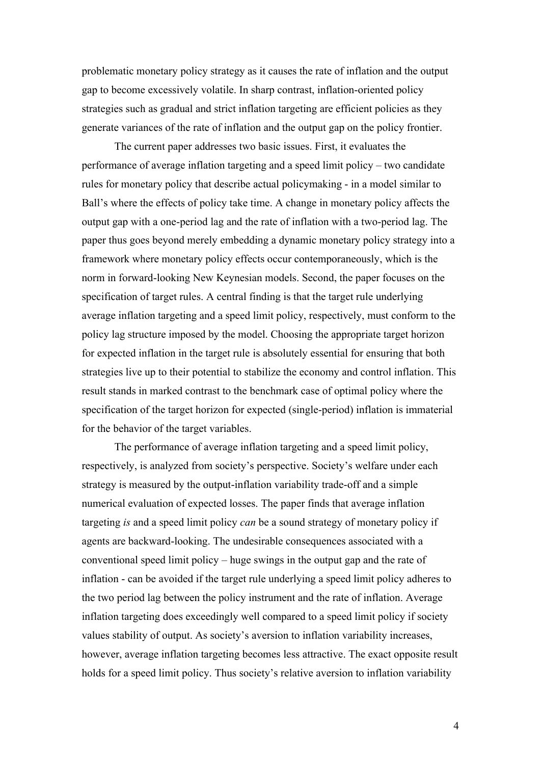problematic monetary policy strategy as it causes the rate of inflation and the output gap to become excessively volatile. In sharp contrast, inflation-oriented policy strategies such as gradual and strict inflation targeting are efficient policies as they generate variances of the rate of inflation and the output gap on the policy frontier.

The current paper addresses two basic issues. First, it evaluates the performance of average inflation targeting and a speed limit policy – two candidate rules for monetary policy that describe actual policymaking - in a model similar to Ball's where the effects of policy take time. A change in monetary policy affects the output gap with a one-period lag and the rate of inflation with a two-period lag. The paper thus goes beyond merely embedding a dynamic monetary policy strategy into a framework where monetary policy effects occur contemporaneously, which is the norm in forward-looking New Keynesian models. Second, the paper focuses on the specification of target rules. A central finding is that the target rule underlying average inflation targeting and a speed limit policy, respectively, must conform to the policy lag structure imposed by the model. Choosing the appropriate target horizon for expected inflation in the target rule is absolutely essential for ensuring that both strategies live up to their potential to stabilize the economy and control inflation. This result stands in marked contrast to the benchmark case of optimal policy where the specification of the target horizon for expected (single-period) inflation is immaterial for the behavior of the target variables.

The performance of average inflation targeting and a speed limit policy, respectively, is analyzed from society's perspective. Society's welfare under each strategy is measured by the output-inflation variability trade-off and a simple numerical evaluation of expected losses. The paper finds that average inflation targeting *is* and a speed limit policy *can* be a sound strategy of monetary policy if agents are backward-looking. The undesirable consequences associated with a conventional speed limit policy – huge swings in the output gap and the rate of inflation - can be avoided if the target rule underlying a speed limit policy adheres to the two period lag between the policy instrument and the rate of inflation. Average inflation targeting does exceedingly well compared to a speed limit policy if society values stability of output. As society's aversion to inflation variability increases, however, average inflation targeting becomes less attractive. The exact opposite result holds for a speed limit policy. Thus society's relative aversion to inflation variability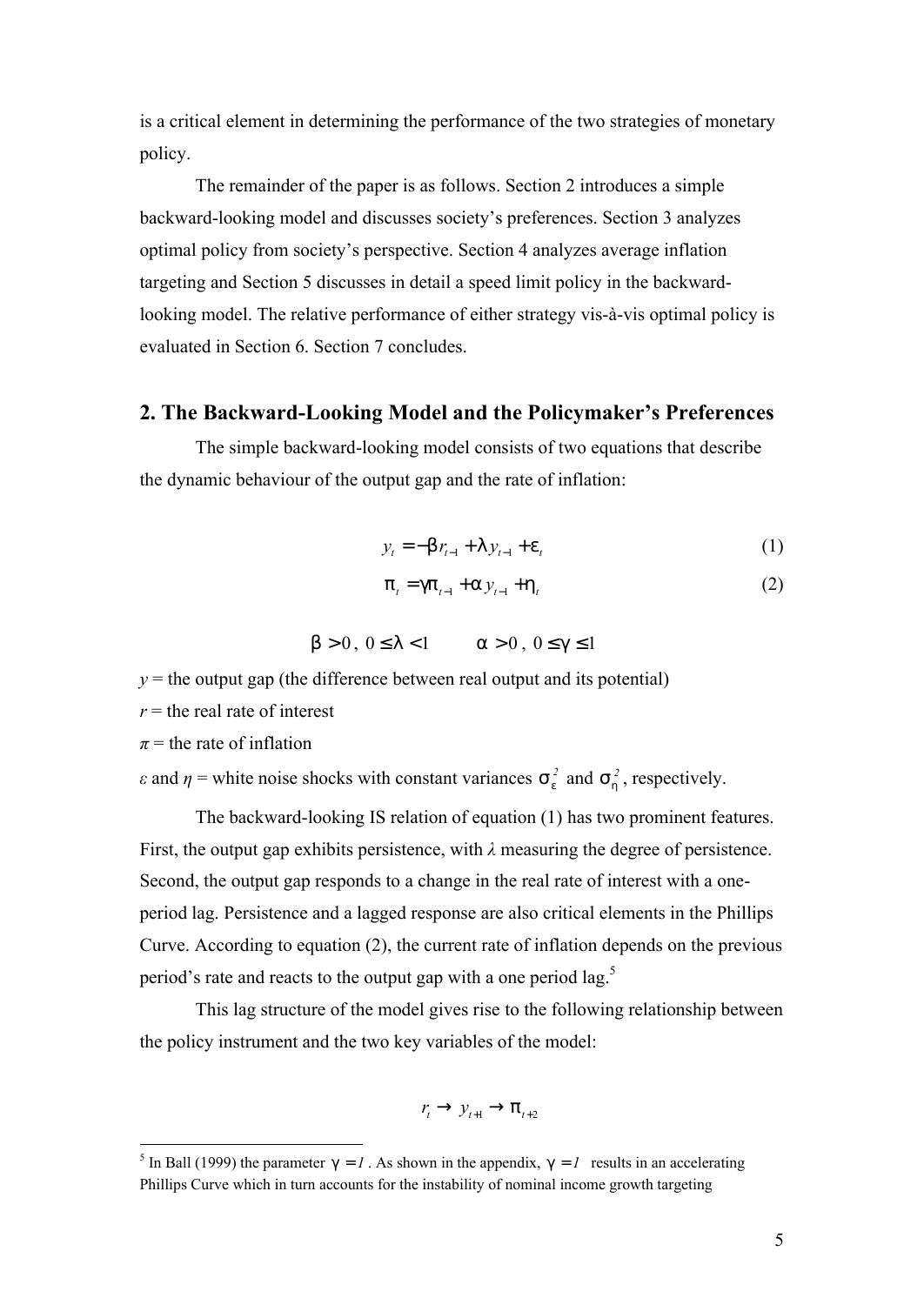is a critical element in determining the performance of the two strategies of monetary policy.

The remainder of the paper is as follows. Section 2 introduces a simple backward-looking model and discusses society's preferences. Section 3 analyzes optimal policy from society's perspective. Section 4 analyzes average inflation targeting and Section 5 discusses in detail a speed limit policy in the backward-looking model. The relative performance of either strategy vis-à-vis optimal policy is evaluated in Section 6. Section 7 concludes.

## 2. The Backward-Looking Model and the Policymaker's Preferences

The simple backward-looking model consists of two equations that describe the dynamic behaviour of the output gap and the rate of inflation:

$$y_t = -\beta r_{t-1} + \lambda y_{t-1} + \varepsilon_t \tag{1}$$

$$\pi_t = \gamma \pi_{t-1} + \alpha y_{t-1} + \eta_t \tag{2}$$

$$\beta > 0,\ 0 \leq \lambda < 1 \qquad \alpha > 0,\ 0 \leq \gamma \leq 1$$

*y* = the output gap (the difference between real output and its potential)

*r* = the real rate of interest

*π* = the rate of inflation

*ε* and *η* = white noise shocks with constant variances $\sigma_\varepsilon^2$ and $\sigma_\eta^2$, respectively.

The backward-looking IS relation of equation (1) has two prominent features. First, the output gap exhibits persistence, with *λ* measuring the degree of persistence. Second, the output gap responds to a change in the real rate of interest with a one-period lag. Persistence and a lagged response are also critical elements in the Phillips Curve. According to equation (2), the current rate of inflation depends on the previous period's rate and reacts to the output gap with a one period lag.[5]

This lag structure of the model gives rise to the following relationship between the policy instrument and the two key variables of the model:

$$r_t \rightarrow y_{t+1} \rightarrow \pi_{t+2}$$

---

[5] In Ball (1999) the parameter $\gamma = 1$. As shown in the appendix, $\gamma = 1$ results in an accelerating Phillips Curve which in turn accounts for the instability of nominal income growth targeting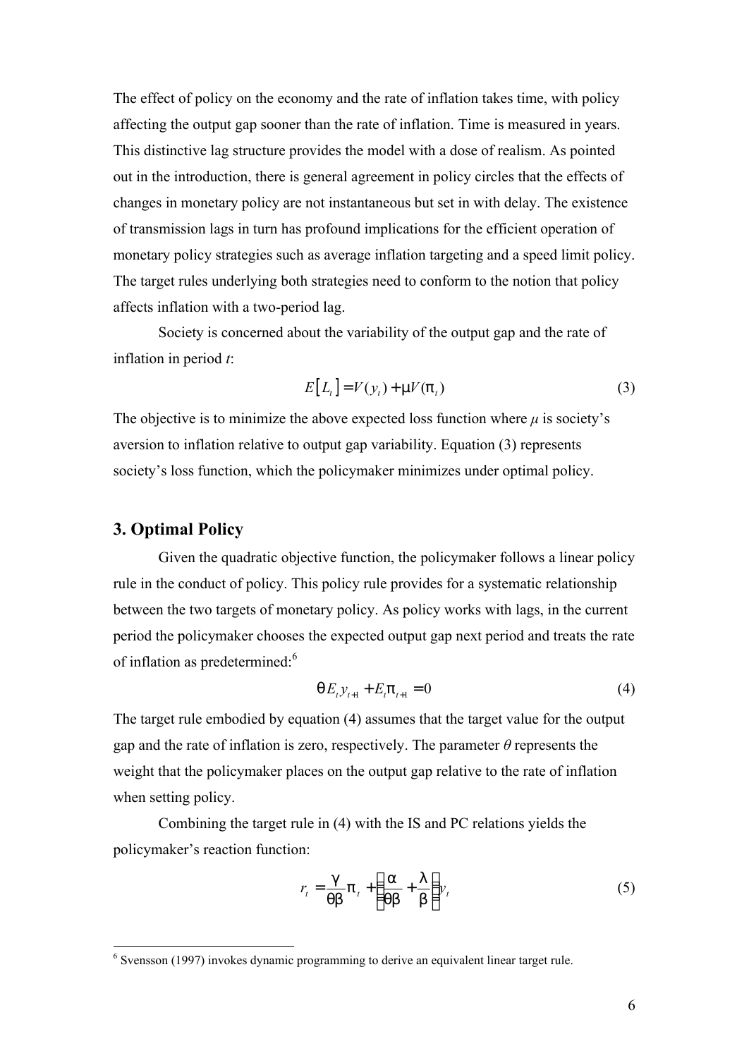The effect of policy on the economy and the rate of inflation takes time, with policy affecting the output gap sooner than the rate of inflation. Time is measured in years. This distinctive lag structure provides the model with a dose of realism. As pointed out in the introduction, there is general agreement in policy circles that the effects of changes in monetary policy are not instantaneous but set in with delay. The existence of transmission lags in turn has profound implications for the efficient operation of monetary policy strategies such as average inflation targeting and a speed limit policy. The target rules underlying both strategies need to conform to the notion that policy affects inflation with a two-period lag.

Society is concerned about the variability of the output gap and the rate of inflation in period $t$:

$$E\left[L_t\right] = V(y_t) + \mu V(\pi_t) \tag{3}$$

The objective is to minimize the above expected loss function where $\mu$ is society's aversion to inflation relative to output gap variability. Equation (3) represents society's loss function, which the policymaker minimizes under optimal policy.

## 3. Optimal Policy

Given the quadratic objective function, the policymaker follows a linear policy rule in the conduct of policy. This policy rule provides for a systematic relationship between the two targets of monetary policy. As policy works with lags, in the current period the policymaker chooses the expected output gap next period and treats the rate of inflation as predetermined:[6]

$$\theta E_t y_{t+1} + E_t \pi_{t+1} = 0 \tag{4}$$

The target rule embodied by equation (4) assumes that the target value for the output gap and the rate of inflation is zero, respectively. The parameter $\theta$ represents the weight that the policymaker places on the output gap relative to the rate of inflation when setting policy.

Combining the target rule in (4) with the IS and PC relations yields the policymaker's reaction function:

$$r_t = \frac{\gamma}{\theta\beta}\pi_t + \left(\frac{\alpha}{\theta\beta} + \frac{\lambda}{\beta}\right) y_t \tag{5}$$

---

[6] Svensson (1997) invokes dynamic programming to derive an equivalent linear target rule.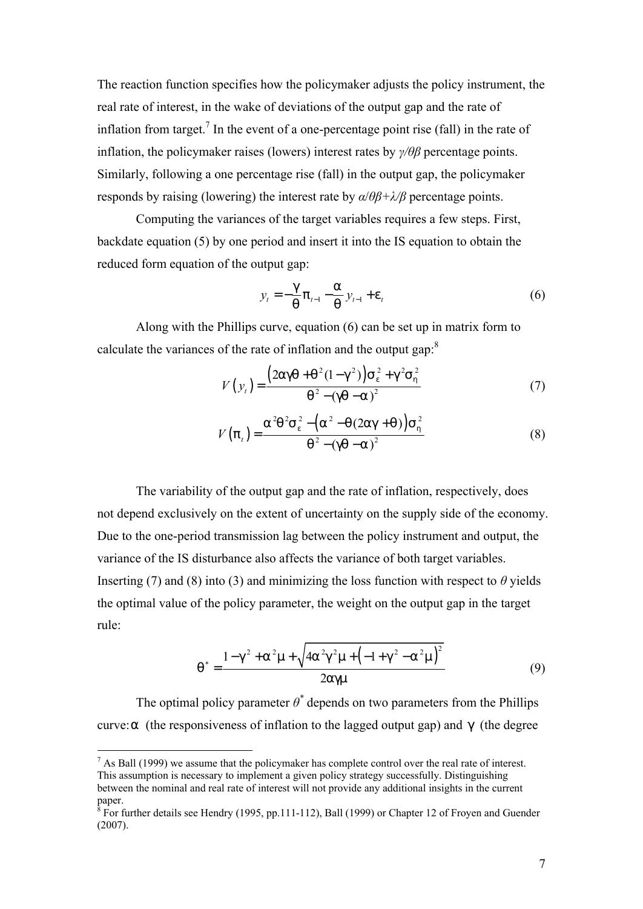The reaction function specifies how the policymaker adjusts the policy instrument, the real rate of interest, in the wake of deviations of the output gap and the rate of inflation from target.[7] In the event of a one-percentage point rise (fall) in the rate of inflation, the policymaker raises (lowers) interest rates by $\gamma/\theta\beta$ percentage points. Similarly, following a one percentage rise (fall) in the output gap, the policymaker responds by raising (lowering) the interest rate by $\alpha/\theta\beta+\lambda/\beta$ percentage points.

Computing the variances of the target variables requires a few steps. First, backdate equation (5) by one period and insert it into the IS equation to obtain the reduced form equation of the output gap:

$$y_t = -\frac{\gamma}{\theta}\pi_{t-1} - \frac{\alpha}{\theta}y_{t-1} + \varepsilon_t \tag{6}$$

Along with the Phillips curve, equation (6) can be set up in matrix form to calculate the variances of the rate of inflation and the output gap:[8]

$$V(y_t) = \frac{\left(2\alpha\gamma\theta + \theta^2(1-\gamma^2)\right)\sigma_\varepsilon^2 + \gamma^2\sigma_\eta^2}{\theta^2 - (\gamma\theta-\alpha)^2} \tag{7}$$

$$V(\pi_t) = \frac{\alpha^2\theta^2\sigma_\varepsilon^2 - \left(\alpha^2 - \theta(2\alpha\gamma+\theta)\right)\sigma_\eta^2}{\theta^2 - (\gamma\theta-\alpha)^2} \tag{8}$$

The variability of the output gap and the rate of inflation, respectively, does not depend exclusively on the extent of uncertainty on the supply side of the economy. Due to the one-period transmission lag between the policy instrument and output, the variance of the IS disturbance also affects the variance of both target variables. Inserting (7) and (8) into (3) and minimizing the loss function with respect to $\theta$ yields the optimal value of the policy parameter, the weight on the output gap in the target rule:

$$\theta^* = \frac{1-\gamma^2+\alpha^2\mu+\sqrt{4\alpha^2\gamma^2\mu+\left(-1+\gamma^2-\alpha^2\mu\right)^2}}{2\alpha\gamma\mu} \tag{9}$$

The optimal policy parameter $\theta^*$ depends on two parameters from the Phillips curve: $\alpha$ (the responsiveness of inflation to the lagged output gap) and $\gamma$ (the degree

[7] As Ball (1999) we assume that the policymaker has complete control over the real rate of interest. This assumption is necessary to implement a given policy strategy successfully. Distinguishing between the nominal and real rate of interest will not provide any additional insights in the current paper.

[8] For further details see Hendry (1995, pp.111-112), Ball (1999) or Chapter 12 of Froyen and Guender (2007).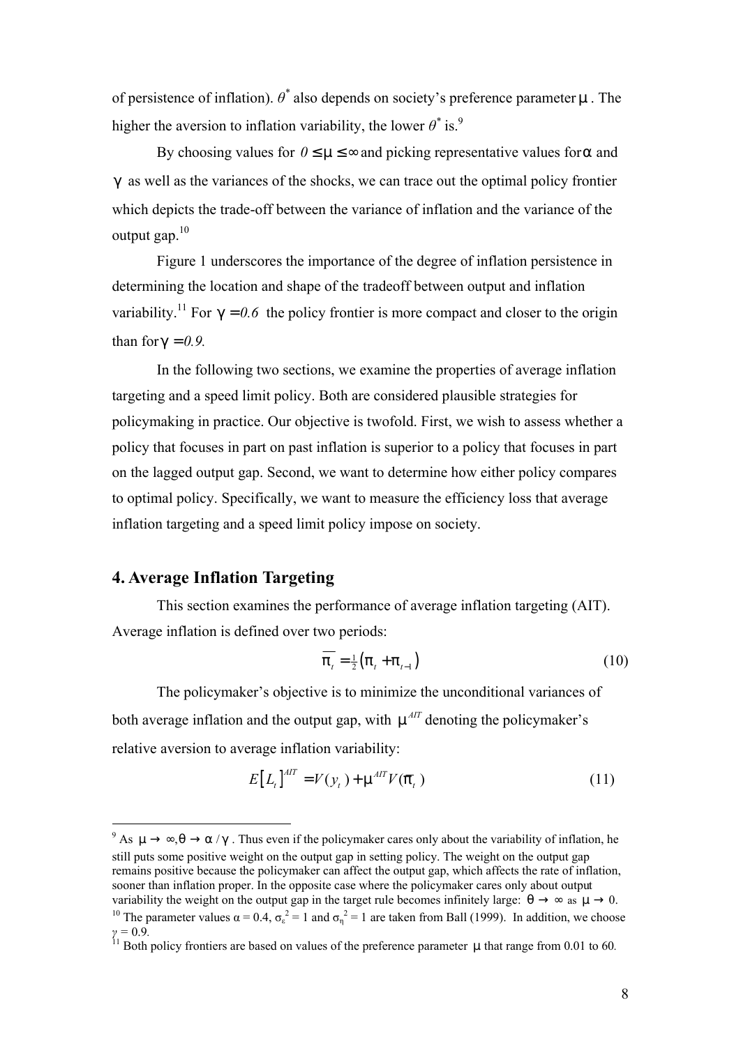of persistence of inflation). $\theta^*$ also depends on society's preference parameter $\mu$. The higher the aversion to inflation variability, the lower $\theta^*$ is.[9]

By choosing values for $0 \leq \mu \leq \infty$ and picking representative values for $\alpha$ and $\gamma$ as well as the variances of the shocks, we can trace out the optimal policy frontier which depicts the trade-off between the variance of inflation and the variance of the output gap.[10]

Figure 1 underscores the importance of the degree of inflation persistence in determining the location and shape of the tradeoff between output and inflation variability.[11] For $\gamma = 0.6$ the policy frontier is more compact and closer to the origin than for $\gamma = 0.9$.

In the following two sections, we examine the properties of average inflation targeting and a speed limit policy. Both are considered plausible strategies for policymaking in practice. Our objective is twofold. First, we wish to assess whether a policy that focuses in part on past inflation is superior to a policy that focuses in part on the lagged output gap. Second, we want to determine how either policy compares to optimal policy. Specifically, we want to measure the efficiency loss that average inflation targeting and a speed limit policy impose on society.

## 4. Average Inflation Targeting

This section examines the performance of average inflation targeting (AIT). Average inflation is defined over two periods:

$$\overline{\pi_t} = \tfrac{1}{2}\left(\pi_t + \pi_{t-1}\right) \tag{10}$$

The policymaker's objective is to minimize the unconditional variances of both average inflation and the output gap, with $\mu^{AIT}$ denoting the policymaker's relative aversion to average inflation variability:

$$E\left[L_t\right]^{AIT} = V(y_t) + \mu^{AIT} V(\overline{\pi}_t) \tag{11}$$

---

[9] As $\mu \to \infty, \theta \to \alpha / \gamma$. Thus even if the policymaker cares only about the variability of inflation, he still puts some positive weight on the output gap in setting policy. The weight on the output gap remains positive because the policymaker can affect the output gap, which affects the rate of inflation, sooner than inflation proper. In the opposite case where the policymaker cares only about output variability the weight on the output gap in the target rule becomes infinitely large: $\theta \to \infty$ as $\mu \to 0$.

[10] The parameter values $\alpha = 0.4$, $\sigma_\varepsilon^2 = 1$ and $\sigma_\eta^2 = 1$ are taken from Ball (1999). In addition, we choose $\gamma = 0.9$.

[11] Both policy frontiers are based on values of the preference parameter $\mu$ that range from 0.01 to 60.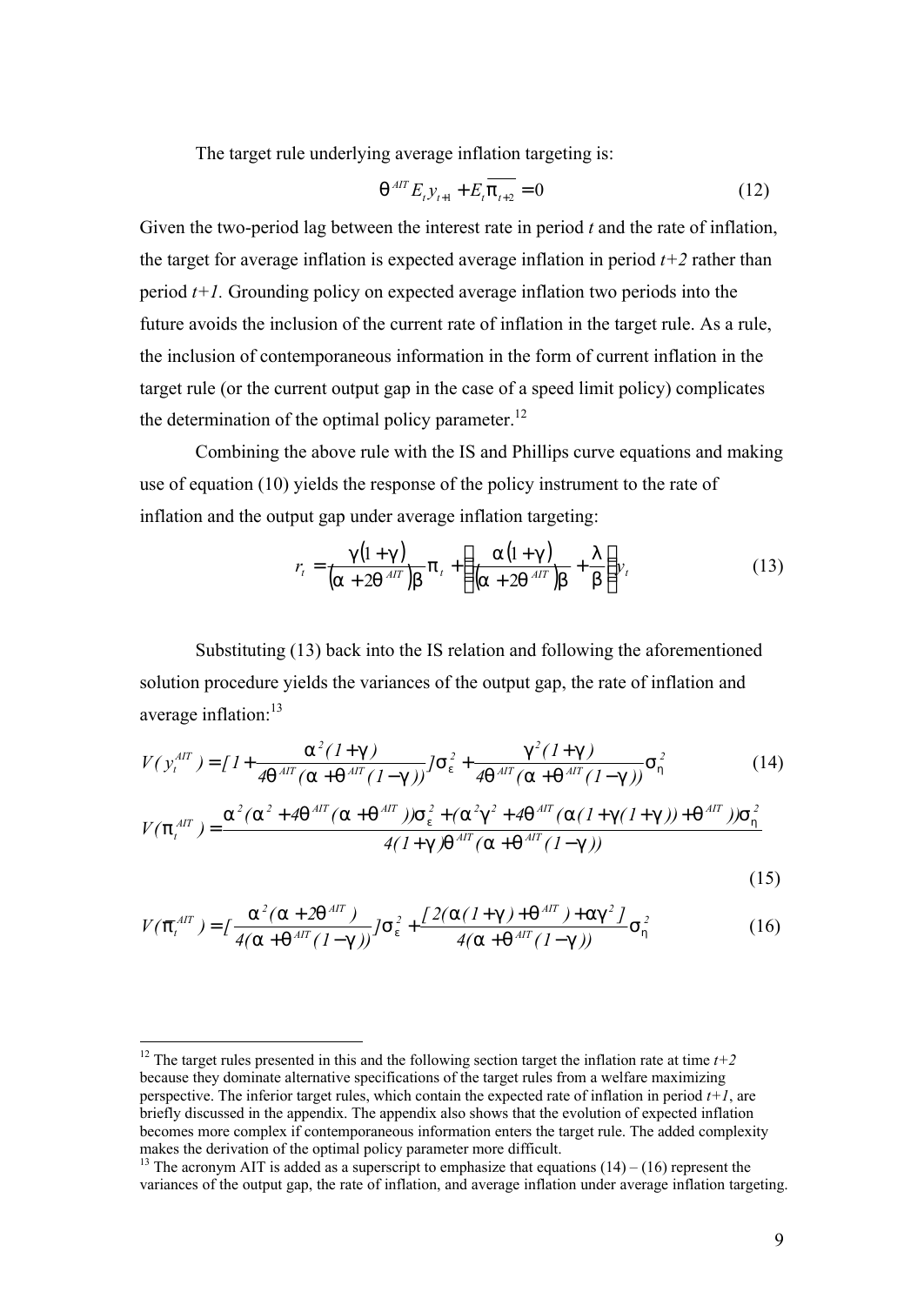The target rule underlying average inflation targeting is:

$$\theta^{AIT} E_t y_{t+1} + E_t \overline{\pi_{t+2}} = 0 \tag{12}$$

Given the two-period lag between the interest rate in period *t* and the rate of inflation, the target for average inflation is expected average inflation in period *t+2* rather than period *t+1.* Grounding policy on expected average inflation two periods into the future avoids the inclusion of the current rate of inflation in the target rule. As a rule, the inclusion of contemporaneous information in the form of current inflation in the target rule (or the current output gap in the case of a speed limit policy) complicates the determination of the optimal policy parameter.[12]

Combining the above rule with the IS and Phillips curve equations and making use of equation (10) yields the response of the policy instrument to the rate of inflation and the output gap under average inflation targeting:

$$r_t = \frac{\gamma(1+\gamma)}{(\alpha + 2\theta^{AIT})\beta}\pi_t + \left[\frac{\alpha(1+\gamma)}{(\alpha + 2\theta^{AIT})\beta} + \frac{\lambda}{\beta}\right] y_t \tag{13}$$

Substituting (13) back into the IS relation and following the aforementioned solution procedure yields the variances of the output gap, the rate of inflation and average inflation:[13]

$$V(y_t^{AIT}) = [1 + \frac{\alpha^2(1+\gamma)}{4\theta^{AIT}(\alpha + \theta^{AIT}(1-\gamma))}]\sigma_\varepsilon^2 + \frac{\gamma^2(1+\gamma)}{4\theta^{AIT}(\alpha + \theta^{AIT}(1-\gamma))}\sigma_\eta^2 \tag{14}$$

$$V(\pi_t^{AIT}) = \frac{\alpha^2(\alpha^2 + 4\theta^{AIT}(\alpha + \theta^{AIT}))\sigma_\varepsilon^2 + (\alpha^2\gamma^2 + 4\theta^{AIT}(\alpha(1+\gamma(1+\gamma)) + \theta^{AIT}))\sigma_\eta^2}{4(1+\gamma)\theta^{AIT}(\alpha + \theta^{AIT}(1-\gamma))} \tag{15}$$

$$V(\overline{\pi}_t^{AIT}) = [\frac{\alpha^2(\alpha + 2\theta^{AIT})}{4(\alpha + \theta^{AIT}(1-\gamma))}]\sigma_\varepsilon^2 + \frac{[2(\alpha(1+\gamma) + \theta^{AIT}) + \alpha\gamma^2]}{4(\alpha + \theta^{AIT}(1-\gamma))}\sigma_\eta^2 \tag{16}$$

---

[12] The target rules presented in this and the following section target the inflation rate at time *t+2* because they dominate alternative specifications of the target rules from a welfare maximizing perspective. The inferior target rules, which contain the expected rate of inflation in period *t+1*, are briefly discussed in the appendix. The appendix also shows that the evolution of expected inflation becomes more complex if contemporaneous information enters the target rule. The added complexity makes the derivation of the optimal policy parameter more difficult.

[13] The acronym AIT is added as a superscript to emphasize that equations (14) – (16) represent the variances of the output gap, the rate of inflation, and average inflation under average inflation targeting.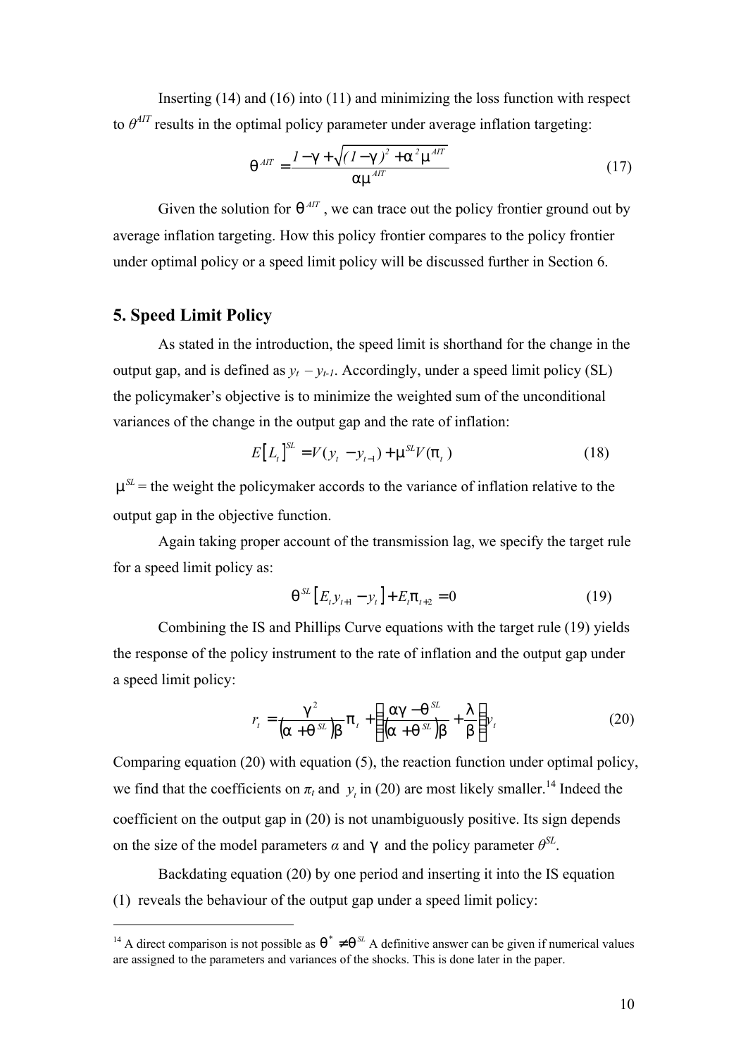Inserting (14) and (16) into (11) and minimizing the loss function with respect to $\theta^{AIT}$ results in the optimal policy parameter under average inflation targeting:

$$\theta^{AIT} = \frac{1-\gamma + \sqrt{(1-\gamma)^2 + \alpha^2 \mu^{AIT}}}{\alpha \mu^{AIT}} \tag{17}$$

Given the solution for $\theta^{AIT}$, we can trace out the policy frontier ground out by average inflation targeting. How this policy frontier compares to the policy frontier under optimal policy or a speed limit policy will be discussed further in Section 6.

## 5. Speed Limit Policy

As stated in the introduction, the speed limit is shorthand for the change in the output gap, and is defined as $y_t - y_{t-1}$. Accordingly, under a speed limit policy (SL) the policymaker's objective is to minimize the weighted sum of the unconditional variances of the change in the output gap and the rate of inflation:

$$E\left[L_t\right]^{SL} = V(y_t - y_{t-1}) + \mu^{SL} V(\pi_t) \tag{18}$$

$\mu^{SL}$ = the weight the policymaker accords to the variance of inflation relative to the output gap in the objective function.

Again taking proper account of the transmission lag, we specify the target rule for a speed limit policy as:

$$\theta^{SL}\left[E_t y_{t+1} - y_t\right] + E_t \pi_{t+2} = 0 \tag{19}$$

Combining the IS and Phillips Curve equations with the target rule (19) yields the response of the policy instrument to the rate of inflation and the output gap under a speed limit policy:

$$r_t = \frac{\gamma^2}{\left(\alpha + \theta^{SL}\right)\beta}\pi_t + \left(\frac{\alpha\gamma - \theta^{SL}}{\left(\alpha + \theta^{SL}\right)\beta} + \frac{\lambda}{\beta}\right) y_t \tag{20}$$

Comparing equation (20) with equation (5), the reaction function under optimal policy, we find that the coefficients on $\pi_t$ and $y_t$ in (20) are most likely smaller.[14] Indeed the coefficient on the output gap in (20) is not unambiguously positive. Its sign depends on the size of the model parameters $\alpha$ and $\gamma$ and the policy parameter $\theta^{SL}$.

Backdating equation (20) by one period and inserting it into the IS equation (1) reveals the behaviour of the output gap under a speed limit policy:

[14] A direct comparison is not possible as $\theta^* \neq \theta^{SL}$ A definitive answer can be given if numerical values are assigned to the parameters and variances of the shocks. This is done later in the paper.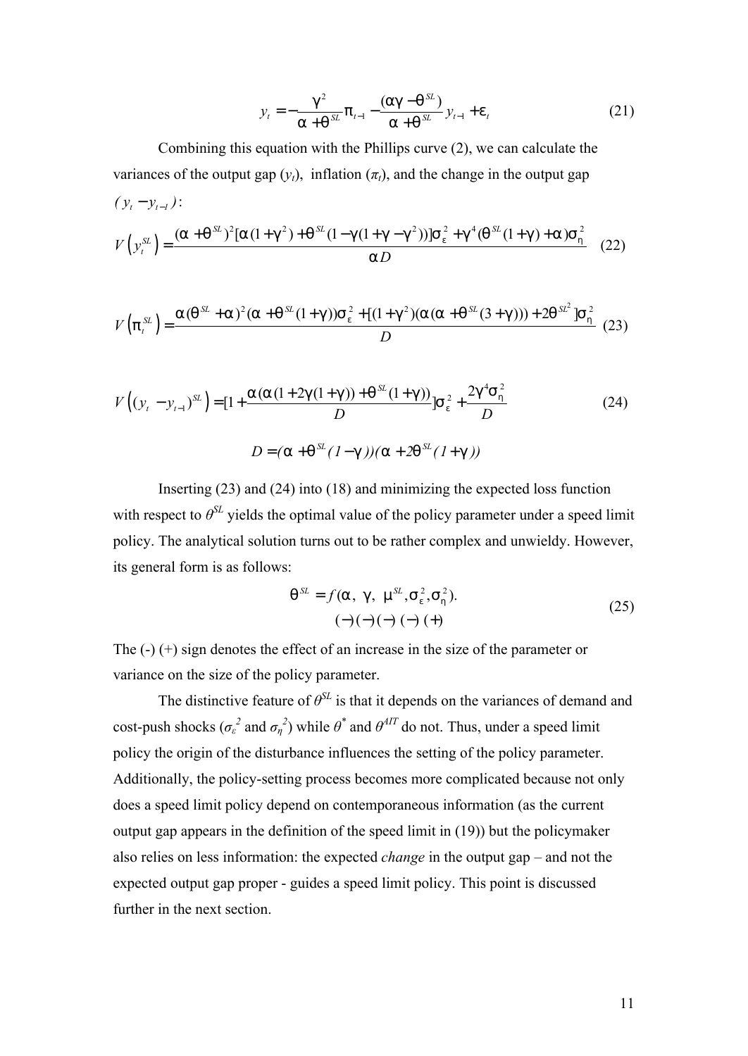$$y_t = -\frac{\gamma^2}{\alpha + \theta^{SL}} \pi_{t-1} - \frac{(\alpha\gamma - \theta^{SL})}{\alpha + \theta^{SL}} y_{t-1} + \varepsilon_t \tag{21}$$

Combining this equation with the Phillips curve (2), we can calculate the variances of the output gap ($y_t$), inflation ($\pi_t$), and the change in the output gap $(y_t - y_{t-1})$:

$$V\left(y_t^{SL}\right) = \frac{(\alpha + \theta^{SL})^2[\alpha(1+\gamma^2) + \theta^{SL}(1 - \gamma(1+\gamma-\gamma^2))]\sigma_\varepsilon^2 + \gamma^4(\theta^{SL}(1+\gamma) + \alpha)\sigma_\eta^2}{\alpha D} \tag{22}$$

$$V\left(\pi_t^{SL}\right) = \frac{\alpha(\theta^{SL} + \alpha)^2(\alpha + \theta^{SL}(1+\gamma))\sigma_\varepsilon^2 + [(1+\gamma^2)(\alpha(\alpha + \theta^{SL}(3+\gamma))) + 2\theta^{SL^2}]\sigma_\eta^2}{D} \tag{23}$$

$$V\left((y_t - y_{t-1})^{SL}\right) = [1 + \frac{\alpha(\alpha(1+2\gamma(1+\gamma)) + \theta^{SL}(1+\gamma))}{D}]\sigma_\varepsilon^2 + \frac{2\gamma^4\sigma_\eta^2}{D} \tag{24}$$

$$D = (\alpha + \theta^{SL}(1-\gamma))(\alpha + 2\theta^{SL}(1+\gamma))$$

Inserting (23) and (24) into (18) and minimizing the expected loss function with respect to $\theta^{SL}$ yields the optimal value of the policy parameter under a speed limit policy. The analytical solution turns out to be rather complex and unwieldy. However, its general form is as follows:

$$\theta^{SL} = f(\underset{(-)}{\alpha},\ \underset{(-)}{\gamma},\ \underset{(-)}{\mu^{SL}}, \underset{(-)}{\sigma_\varepsilon^2}, \underset{(+)}{\sigma_\eta^2}). \tag{25}$$

The (-) (+) sign denotes the effect of an increase in the size of the parameter or variance on the size of the policy parameter.

The distinctive feature of $\theta^{SL}$ is that it depends on the variances of demand and cost-push shocks ($\sigma_\varepsilon^2$ and $\sigma_\eta^2$) while $\theta^*$ and $\theta^{AIT}$ do not. Thus, under a speed limit policy the origin of the disturbance influences the setting of the policy parameter. Additionally, the policy-setting process becomes more complicated because not only does a speed limit policy depend on contemporaneous information (as the current output gap appears in the definition of the speed limit in (19)) but the policymaker also relies on less information: the expected *change* in the output gap – and not the expected output gap proper - guides a speed limit policy. This point is discussed further in the next section.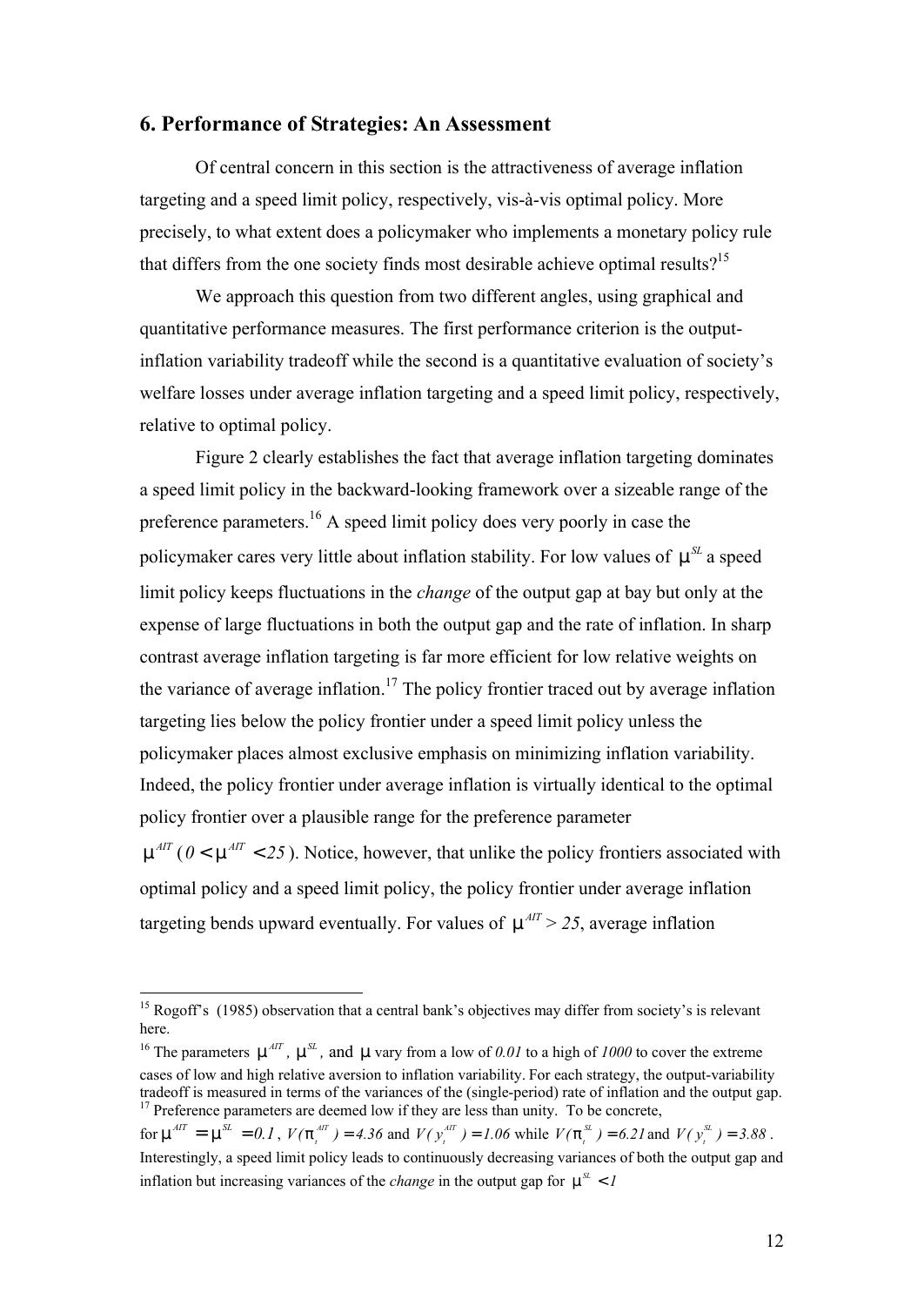## 6. Performance of Strategies: An Assessment

Of central concern in this section is the attractiveness of average inflation targeting and a speed limit policy, respectively, vis-à-vis optimal policy. More precisely, to what extent does a policymaker who implements a monetary policy rule that differs from the one society finds most desirable achieve optimal results?[15]

We approach this question from two different angles, using graphical and quantitative performance measures. The first performance criterion is the output-inflation variability tradeoff while the second is a quantitative evaluation of society's welfare losses under average inflation targeting and a speed limit policy, respectively, relative to optimal policy.

Figure 2 clearly establishes the fact that average inflation targeting dominates a speed limit policy in the backward-looking framework over a sizeable range of the preference parameters.[16] A speed limit policy does very poorly in case the policymaker cares very little about inflation stability. For low values of $\mu^{SL}$ a speed limit policy keeps fluctuations in the *change* of the output gap at bay but only at the expense of large fluctuations in both the output gap and the rate of inflation. In sharp contrast average inflation targeting is far more efficient for low relative weights on the variance of average inflation.[17] The policy frontier traced out by average inflation targeting lies below the policy frontier under a speed limit policy unless the policymaker places almost exclusive emphasis on minimizing inflation variability. Indeed, the policy frontier under average inflation is virtually identical to the optimal policy frontier over a plausible range for the preference parameter $\mu^{AIT}$ ($0 < \mu^{AIT} < 25$). Notice, however, that unlike the policy frontiers associated with optimal policy and a speed limit policy, the policy frontier under average inflation targeting bends upward eventually. For values of $\mu^{AIT} > 25$, average inflation

---

[15] Rogoff's (1985) observation that a central bank's objectives may differ from society's is relevant here.

[16] The parameters $\mu^{AIT}$, $\mu^{SL}$, and $\mu$ vary from a low of *0.01* to a high of *1000* to cover the extreme cases of low and high relative aversion to inflation variability. For each strategy, the output-variability tradeoff is measured in terms of the variances of the (single-period) rate of inflation and the output gap.

[17] Preference parameters are deemed low if they are less than unity. To be concrete, for $\mu^{AIT} = \mu^{SL} = 0.1$, $V(\pi_t^{AIT}) = 4.36$ and $V(y_t^{AIT}) = 1.06$ while $V(\pi_t^{SL}) = 6.21$ and $V(y_t^{SL}) = 3.88$. Interestingly, a speed limit policy leads to continuously decreasing variances of both the output gap and inflation but increasing variances of the *change* in the output gap for $\mu^{SL} < 1$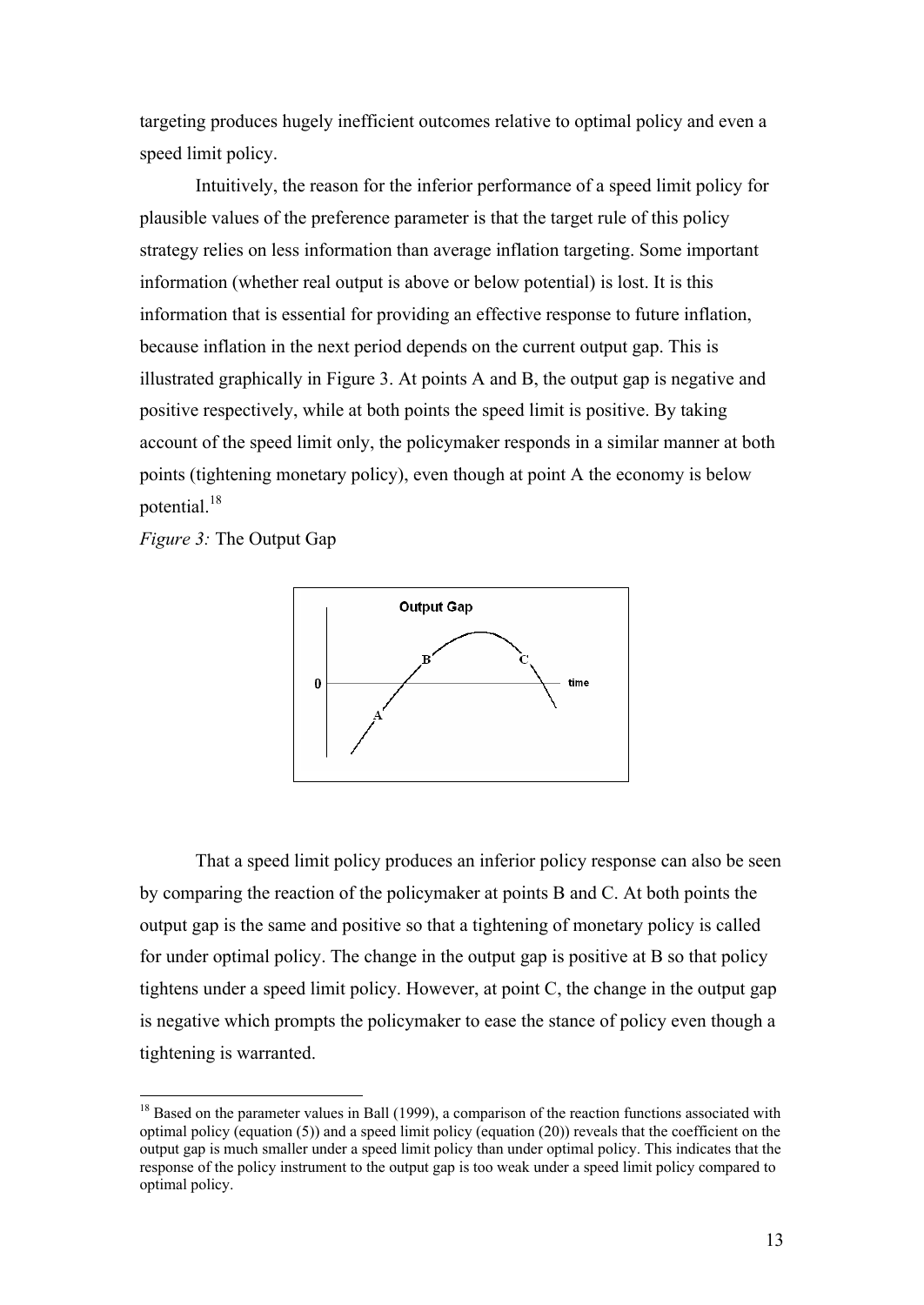targeting produces hugely inefficient outcomes relative to optimal policy and even a speed limit policy.

Intuitively, the reason for the inferior performance of a speed limit policy for plausible values of the preference parameter is that the target rule of this policy strategy relies on less information than average inflation targeting. Some important information (whether real output is above or below potential) is lost. It is this information that is essential for providing an effective response to future inflation, because inflation in the next period depends on the current output gap. This is illustrated graphically in Figure 3. At points A and B, the output gap is negative and positive respectively, while at both points the speed limit is positive. By taking account of the speed limit only, the policymaker responds in a similar manner at both points (tightening monetary policy), even though at point A the economy is below potential.[18]

*Figure 3:* The Output Gap

That a speed limit policy produces an inferior policy response can also be seen by comparing the reaction of the policymaker at points B and C. At both points the output gap is the same and positive so that a tightening of monetary policy is called for under optimal policy. The change in the output gap is positive at B so that policy tightens under a speed limit policy. However, at point C, the change in the output gap is negative which prompts the policymaker to ease the stance of policy even though a tightening is warranted.

[18] Based on the parameter values in Ball (1999), a comparison of the reaction functions associated with optimal policy (equation (5)) and a speed limit policy (equation (20)) reveals that the coefficient on the output gap is much smaller under a speed limit policy than under optimal policy. This indicates that the response of the policy instrument to the output gap is too weak under a speed limit policy compared to optimal policy.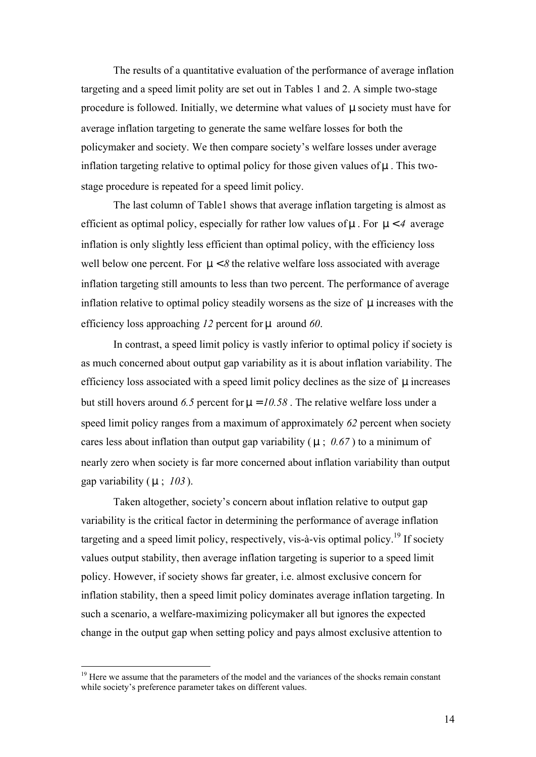The results of a quantitative evaluation of the performance of average inflation targeting and a speed limit polity are set out in Tables 1 and 2. A simple two-stage procedure is followed. Initially, we determine what values of $\mu$ society must have for average inflation targeting to generate the same welfare losses for both the policymaker and society. We then compare society's welfare losses under average inflation targeting relative to optimal policy for those given values of $\mu$. This two-stage procedure is repeated for a speed limit policy.

The last column of Table1 shows that average inflation targeting is almost as efficient as optimal policy, especially for rather low values of $\mu$. For $\mu < 4$ average inflation is only slightly less efficient than optimal policy, with the efficiency loss well below one percent. For $\mu < 8$ the relative welfare loss associated with average inflation targeting still amounts to less than two percent. The performance of average inflation relative to optimal policy steadily worsens as the size of $\mu$ increases with the efficiency loss approaching *12* percent for $\mu$ around *60*.

In contrast, a speed limit policy is vastly inferior to optimal policy if society is as much concerned about output gap variability as it is about inflation variability. The efficiency loss associated with a speed limit policy declines as the size of $\mu$ increases but still hovers around *6.5* percent for $\mu = 10.58$. The relative welfare loss under a speed limit policy ranges from a maximum of approximately *62* percent when society cares less about inflation than output gap variability ($\mu \approx 0.67$) to a minimum of nearly zero when society is far more concerned about inflation variability than output gap variability ($\mu \approx 103$).

Taken altogether, society's concern about inflation relative to output gap variability is the critical factor in determining the performance of average inflation targeting and a speed limit policy, respectively, vis-à-vis optimal policy.[19] If society values output stability, then average inflation targeting is superior to a speed limit policy. However, if society shows far greater, i.e. almost exclusive concern for inflation stability, then a speed limit policy dominates average inflation targeting. In such a scenario, a welfare-maximizing policymaker all but ignores the expected change in the output gap when setting policy and pays almost exclusive attention to

[19] Here we assume that the parameters of the model and the variances of the shocks remain constant while society's preference parameter takes on different values.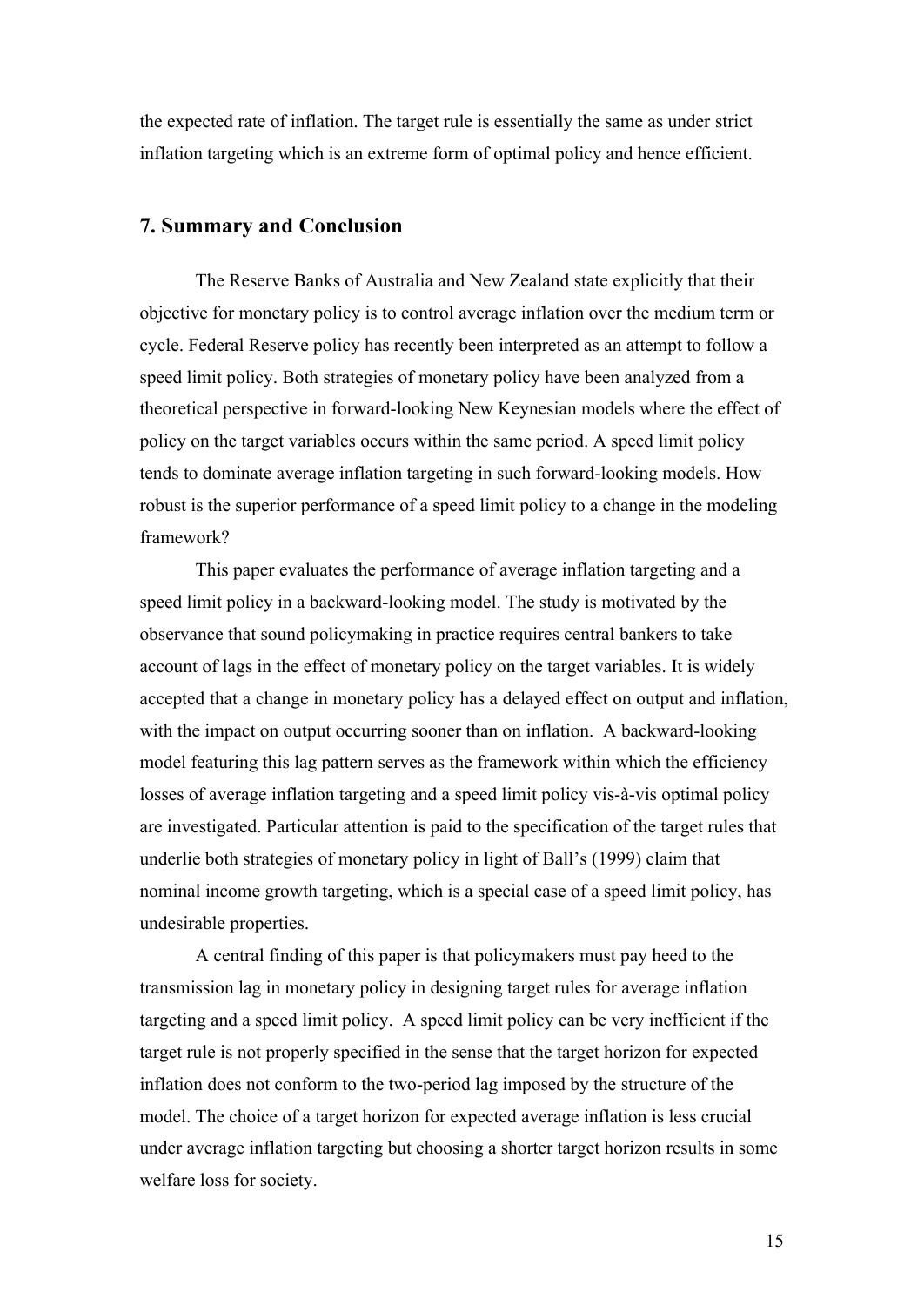the expected rate of inflation. The target rule is essentially the same as under strict inflation targeting which is an extreme form of optimal policy and hence efficient.

## 7. Summary and Conclusion

The Reserve Banks of Australia and New Zealand state explicitly that their objective for monetary policy is to control average inflation over the medium term or cycle. Federal Reserve policy has recently been interpreted as an attempt to follow a speed limit policy. Both strategies of monetary policy have been analyzed from a theoretical perspective in forward-looking New Keynesian models where the effect of policy on the target variables occurs within the same period. A speed limit policy tends to dominate average inflation targeting in such forward-looking models. How robust is the superior performance of a speed limit policy to a change in the modeling framework?

This paper evaluates the performance of average inflation targeting and a speed limit policy in a backward-looking model. The study is motivated by the observance that sound policymaking in practice requires central bankers to take account of lags in the effect of monetary policy on the target variables. It is widely accepted that a change in monetary policy has a delayed effect on output and inflation, with the impact on output occurring sooner than on inflation. A backward-looking model featuring this lag pattern serves as the framework within which the efficiency losses of average inflation targeting and a speed limit policy vis-à-vis optimal policy are investigated. Particular attention is paid to the specification of the target rules that underlie both strategies of monetary policy in light of Ball's (1999) claim that nominal income growth targeting, which is a special case of a speed limit policy, has undesirable properties.

A central finding of this paper is that policymakers must pay heed to the transmission lag in monetary policy in designing target rules for average inflation targeting and a speed limit policy. A speed limit policy can be very inefficient if the target rule is not properly specified in the sense that the target horizon for expected inflation does not conform to the two-period lag imposed by the structure of the model. The choice of a target horizon for expected average inflation is less crucial under average inflation targeting but choosing a shorter target horizon results in some welfare loss for society.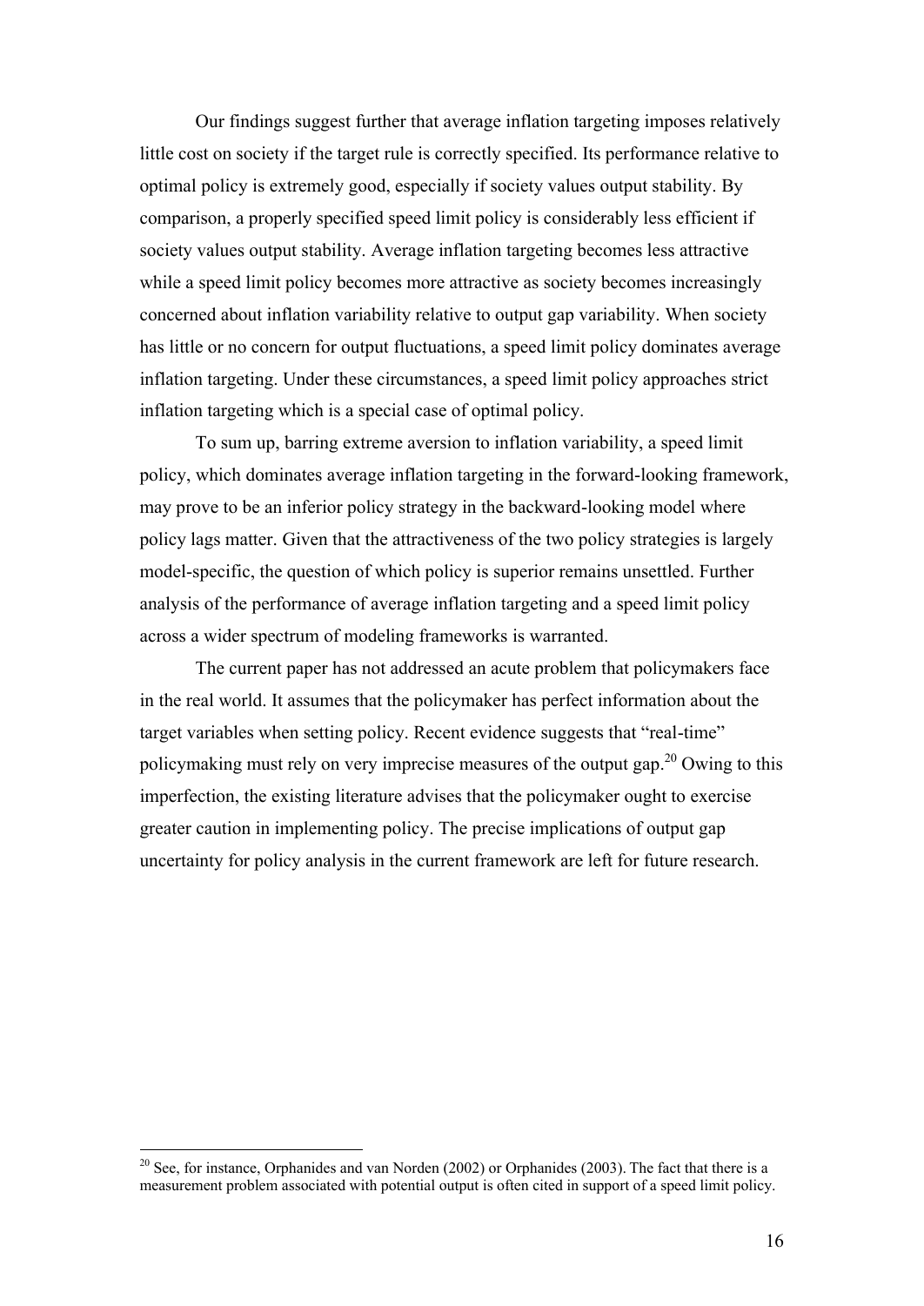Our findings suggest further that average inflation targeting imposes relatively little cost on society if the target rule is correctly specified. Its performance relative to optimal policy is extremely good, especially if society values output stability. By comparison, a properly specified speed limit policy is considerably less efficient if society values output stability. Average inflation targeting becomes less attractive while a speed limit policy becomes more attractive as society becomes increasingly concerned about inflation variability relative to output gap variability. When society has little or no concern for output fluctuations, a speed limit policy dominates average inflation targeting. Under these circumstances, a speed limit policy approaches strict inflation targeting which is a special case of optimal policy.

To sum up, barring extreme aversion to inflation variability, a speed limit policy, which dominates average inflation targeting in the forward-looking framework, may prove to be an inferior policy strategy in the backward-looking model where policy lags matter. Given that the attractiveness of the two policy strategies is largely model-specific, the question of which policy is superior remains unsettled. Further analysis of the performance of average inflation targeting and a speed limit policy across a wider spectrum of modeling frameworks is warranted.

The current paper has not addressed an acute problem that policymakers face in the real world. It assumes that the policymaker has perfect information about the target variables when setting policy. Recent evidence suggests that "real-time" policymaking must rely on very imprecise measures of the output gap.[20] Owing to this imperfection, the existing literature advises that the policymaker ought to exercise greater caution in implementing policy. The precise implications of output gap uncertainty for policy analysis in the current framework are left for future research.

[20] See, for instance, Orphanides and van Norden (2002) or Orphanides (2003). The fact that there is a measurement problem associated with potential output is often cited in support of a speed limit policy.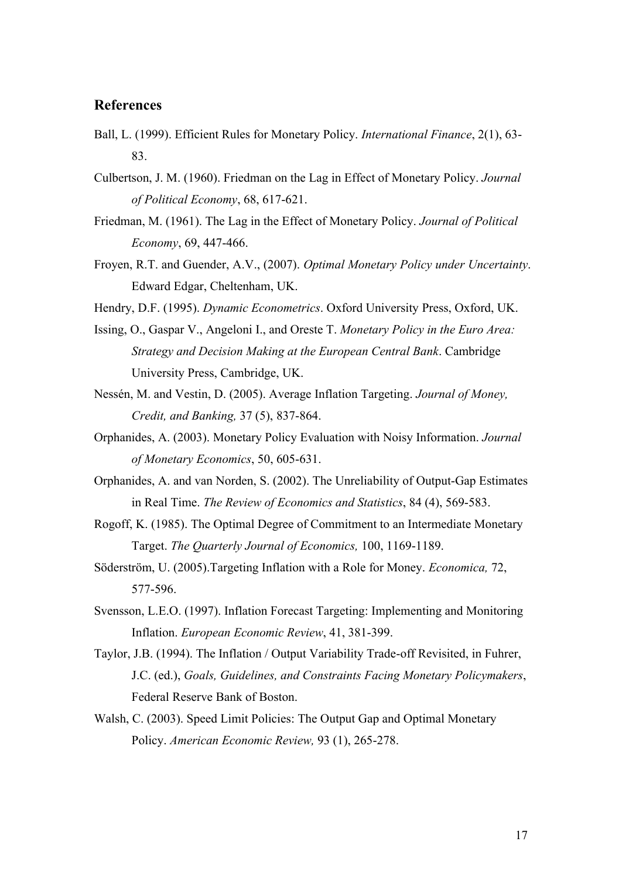## References

Ball, L. (1999). Efficient Rules for Monetary Policy. *International Finance*, 2(1), 63-83.

Culbertson, J. M. (1960). Friedman on the Lag in Effect of Monetary Policy. *Journal of Political Economy*, 68, 617-621.

Friedman, M. (1961). The Lag in the Effect of Monetary Policy. *Journal of Political Economy*, 69, 447-466.

Froyen, R.T. and Guender, A.V., (2007). *Optimal Monetary Policy under Uncertainty*. Edward Edgar, Cheltenham, UK.

Hendry, D.F. (1995). *Dynamic Econometrics*. Oxford University Press, Oxford, UK.

Issing, O., Gaspar V., Angeloni I., and Oreste T. *Monetary Policy in the Euro Area: Strategy and Decision Making at the European Central Bank*. Cambridge University Press, Cambridge, UK.

Nessén, M. and Vestin, D. (2005). Average Inflation Targeting. *Journal of Money, Credit, and Banking,* 37 (5), 837-864.

Orphanides, A. (2003). Monetary Policy Evaluation with Noisy Information. *Journal of Monetary Economics*, 50, 605-631.

Orphanides, A. and van Norden, S. (2002). The Unreliability of Output-Gap Estimates in Real Time. *The Review of Economics and Statistics*, 84 (4), 569-583.

Rogoff, K. (1985). The Optimal Degree of Commitment to an Intermediate Monetary Target. *The Quarterly Journal of Economics,* 100, 1169-1189.

Söderström, U. (2005).Targeting Inflation with a Role for Money. *Economica,* 72, 577-596.

Svensson, L.E.O. (1997). Inflation Forecast Targeting: Implementing and Monitoring Inflation. *European Economic Review*, 41, 381-399.

Taylor, J.B. (1994). The Inflation / Output Variability Trade-off Revisited, in Fuhrer, J.C. (ed.), *Goals, Guidelines, and Constraints Facing Monetary Policymakers*, Federal Reserve Bank of Boston.

Walsh, C. (2003). Speed Limit Policies: The Output Gap and Optimal Monetary Policy. *American Economic Review,* 93 (1), 265-278.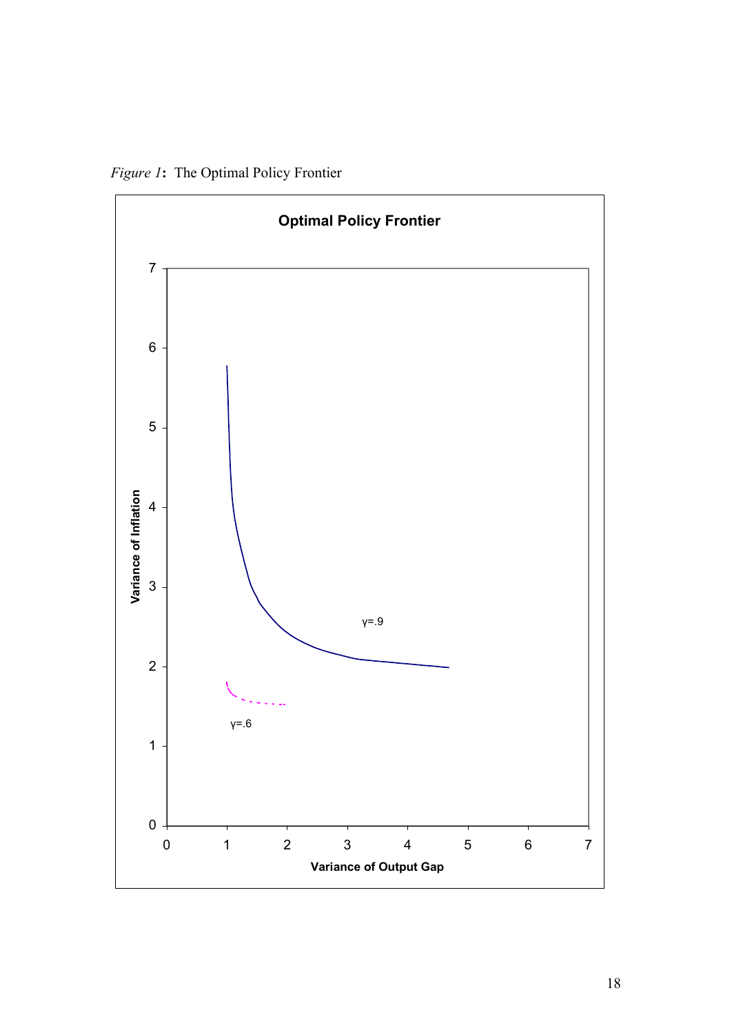*Figure 1*: The Optimal Policy Frontier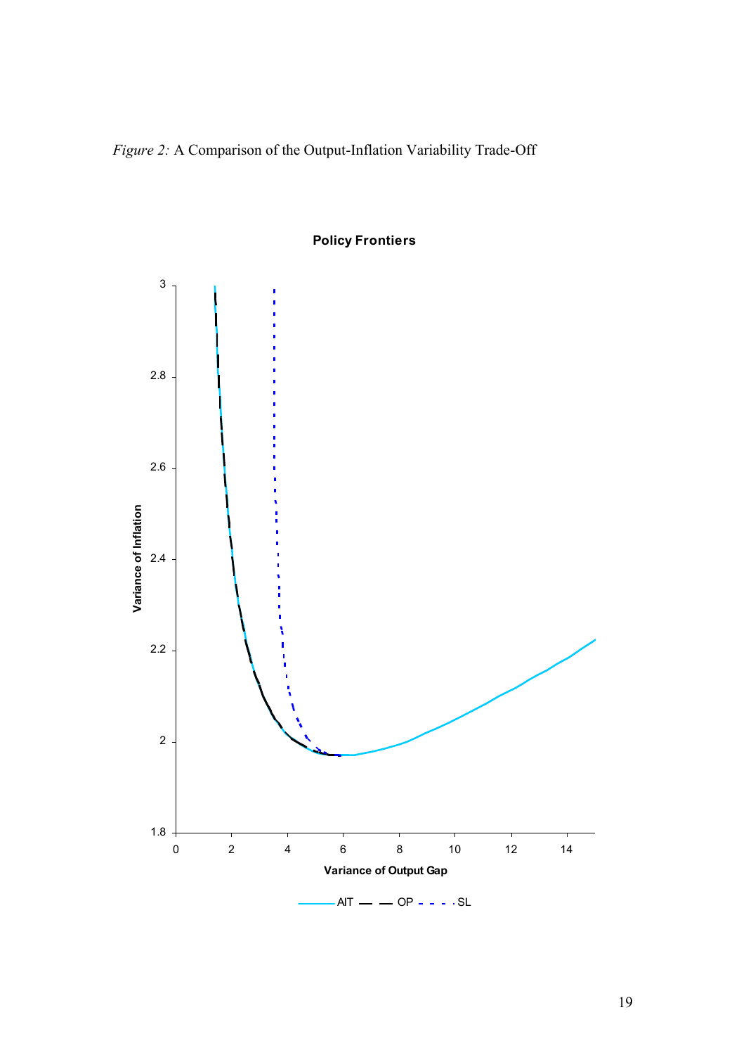*Figure 2:* A Comparison of the Output-Inflation Variability Trade-Off

**Policy Frontiers**

Variance of Inflation

Variance of Output Gap

AIT — OP - - SL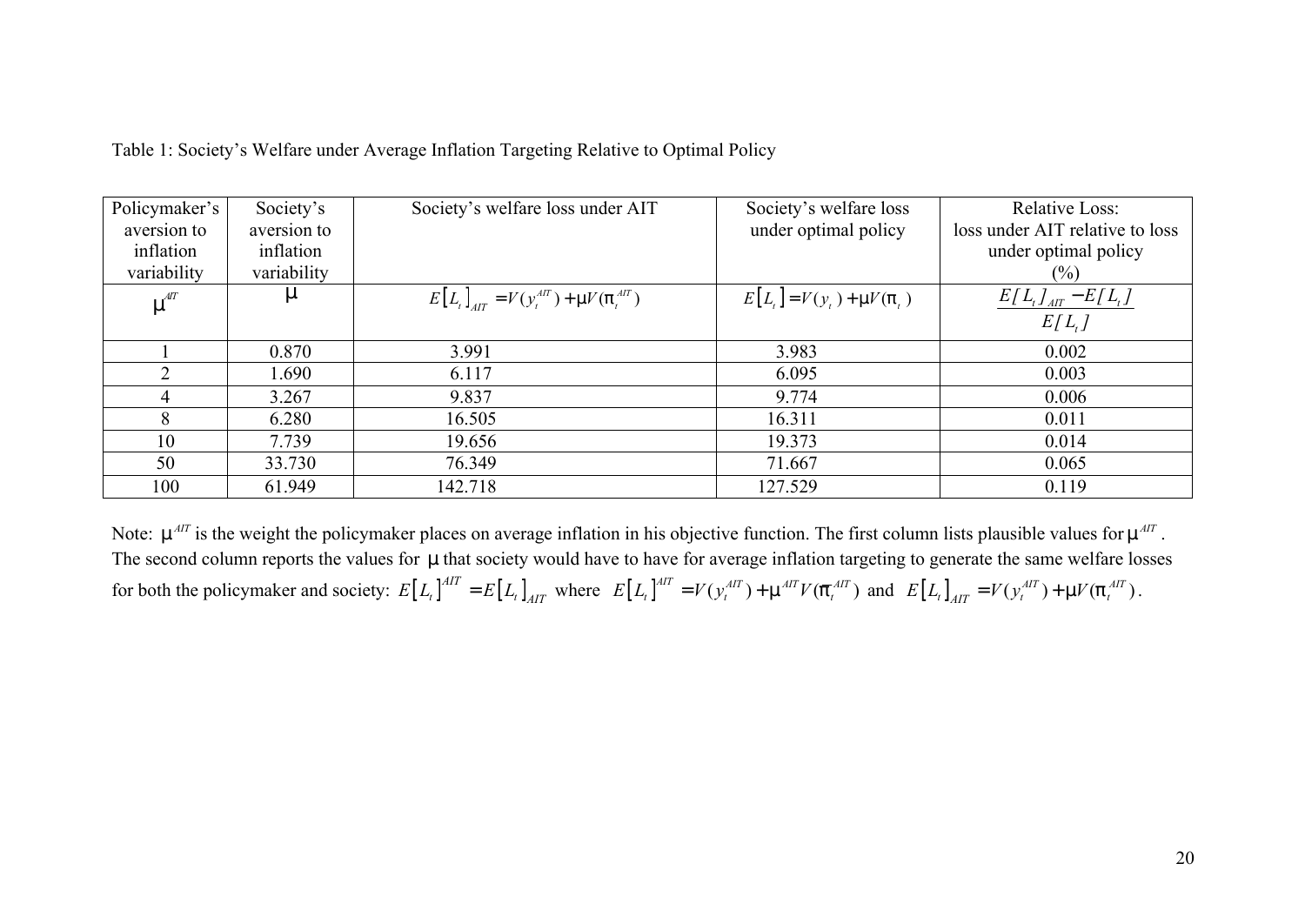Table 1: Society's Welfare under Average Inflation Targeting Relative to Optimal Policy

| Policymaker's aversion to inflation variability | Society's aversion to inflation variability | Society's welfare loss under AIT | Society's welfare loss under optimal policy | Relative Loss: loss under AIT relative to loss under optimal policy (%) |
|---|---|---|---|---|
| $\mu^{AIT}$ | $\mu$ | $E\left[L_t\right]_{AIT} = V(y_t^{AIT}) + \mu V(\pi_t^{AIT})$ | $E\left[L_t\right] = V(y_t) + \mu V(\pi_t)$ | $\dfrac{E[L_t]_{AIT} - E[L_t]}{E[L_t]}$ |
| 1 | 0.870 | 3.991 | 3.983 | 0.002 |
| 2 | 1.690 | 6.117 | 6.095 | 0.003 |
| 4 | 3.267 | 9.837 | 9.774 | 0.006 |
| 8 | 6.280 | 16.505 | 16.311 | 0.011 |
| 10 | 7.739 | 19.656 | 19.373 | 0.014 |
| 50 | 33.730 | 76.349 | 71.667 | 0.065 |
| 100 | 61.949 | 142.718 | 127.529 | 0.119 |

Note: $\mu^{AIT}$ is the weight the policymaker places on average inflation in his objective function. The first column lists plausible values for $\mu^{AIT}$. The second column reports the values for $\mu$ that society would have to have for average inflation targeting to generate the same welfare losses for both the policymaker and society: $E\left[L_t\right]^{AIT} = E\left[L_t\right]_{AIT}$ where $E\left[L_t\right]^{AIT} = V(y_t^{AIT}) + \mu^{AIT} V(\bar{\pi}_t^{AIT})$ and $E\left[L_t\right]_{AIT} = V(y_t^{AIT}) + \mu V(\pi_t^{AIT})$.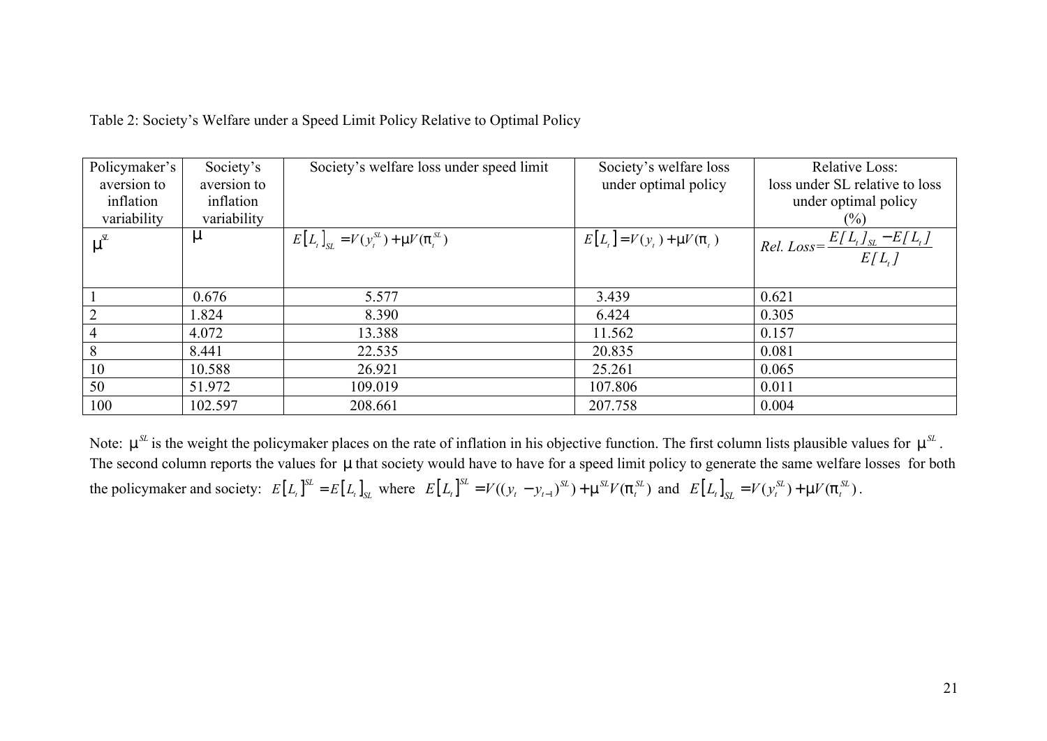Table 2: Society's Welfare under a Speed Limit Policy Relative to Optimal Policy

| Policymaker's aversion to inflation variability | Society's aversion to inflation variability | Society's welfare loss under speed limit | Society's welfare loss under optimal policy | Relative Loss: loss under SL relative to loss under optimal policy (%) |
|---|---|---|---|---|
| $\mu^{SL}$ | $\mu$ | $E\left[L_t\right]_{SL} = V(y_t^{SL}) + \mu V(\pi_t^{SL})$ | $E\left[L_t\right] = V(y_t) + \mu V(\pi_t)$ | $Rel.\ Loss = \frac{E[L_t]_{SL} - E[L_t]}{E[L_t]}$ |
| 1 | 0.676 | 5.577 | 3.439 | 0.621 |
| 2 | 1.824 | 8.390 | 6.424 | 0.305 |
| 4 | 4.072 | 13.388 | 11.562 | 0.157 |
| 8 | 8.441 | 22.535 | 20.835 | 0.081 |
| 10 | 10.588 | 26.921 | 25.261 | 0.065 |
| 50 | 51.972 | 109.019 | 107.806 | 0.011 |
| 100 | 102.597 | 208.661 | 207.758 | 0.004 |

Note: $\mu^{SL}$ is the weight the policymaker places on the rate of inflation in his objective function. The first column lists plausible values for $\mu^{SL}$. The second column reports the values for $\mu$ that society would have to have for a speed limit policy to generate the same welfare losses for both the policymaker and society: $E\left[L_t\right]^{SL} = E\left[L_t\right]_{SL}$ where $E\left[L_t\right]^{SL} = V((y_t - y_{t-1})^{SL}) + \mu^{SL} V(\pi_t^{SL})$ and $E\left[L_t\right]_{SL} = V(y_t^{SL}) + \mu V(\pi_t^{SL})$.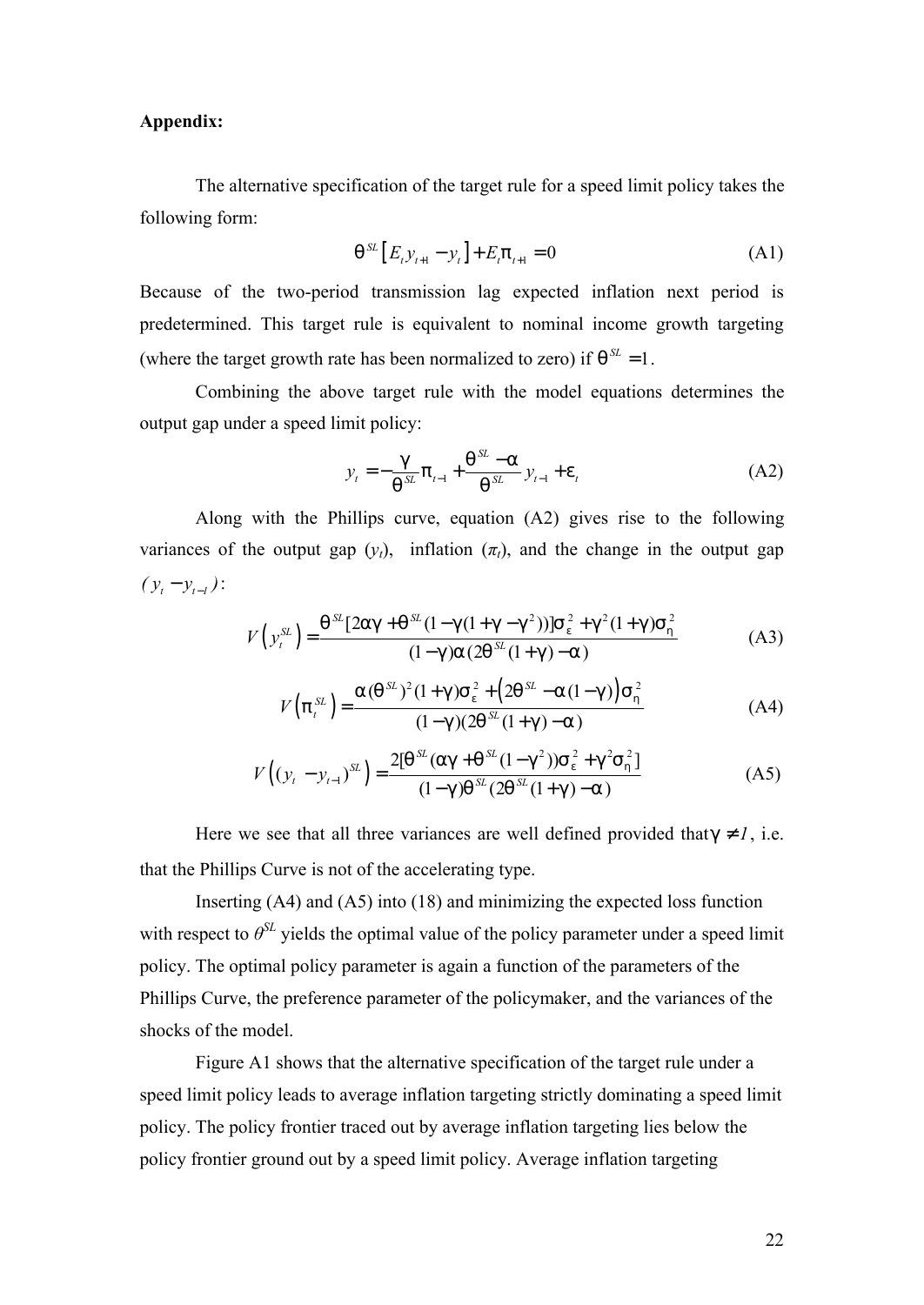**Appendix:**

The alternative specification of the target rule for a speed limit policy takes the following form:

$$\theta^{SL}\left[E_t y_{t+1} - y_t\right] + E_t \pi_{t+1} = 0 \tag{A1}$$

Because of the two-period transmission lag expected inflation next period is predetermined. This target rule is equivalent to nominal income growth targeting (where the target growth rate has been normalized to zero) if $\theta^{SL} = 1$.

Combining the above target rule with the model equations determines the output gap under a speed limit policy:

$$y_t = -\frac{\gamma}{\theta^{SL}}\pi_{t-1} + \frac{\theta^{SL} - \alpha}{\theta^{SL}} y_{t-1} + \varepsilon_t \tag{A2}$$

Along with the Phillips curve, equation (A2) gives rise to the following variances of the output gap ($y_t$), inflation ($\pi_t$), and the change in the output gap $(y_t - y_{t-1})$:

$$V\left(y_t^{SL}\right) = \frac{\theta^{SL}[2\alpha\gamma + \theta^{SL}(1 - \gamma(1 + \gamma - \gamma^2))]\sigma_\varepsilon^2 + \gamma^2(1+\gamma)\sigma_\eta^2}{(1-\gamma)\alpha(2\theta^{SL}(1+\gamma) - \alpha)} \tag{A3}$$

$$V\left(\pi_t^{SL}\right) = \frac{\alpha(\theta^{SL})^2(1+\gamma)\sigma_\varepsilon^2 + \left(2\theta^{SL} - \alpha(1-\gamma)\right)\sigma_\eta^2}{(1-\gamma)(2\theta^{SL}(1+\gamma) - \alpha)} \tag{A4}$$

$$V\left((y_t - y_{t-1})^{SL}\right) = \frac{2[\theta^{SL}(\alpha\gamma + \theta^{SL}(1-\gamma^2))\sigma_\varepsilon^2 + \gamma^2\sigma_\eta^2]}{(1-\gamma)\theta^{SL}(2\theta^{SL}(1+\gamma) - \alpha)} \tag{A5}$$

Here we see that all three variances are well defined provided that $\gamma \neq 1$, i.e. that the Phillips Curve is not of the accelerating type.

Inserting (A4) and (A5) into (18) and minimizing the expected loss function with respect to $\theta^{SL}$ yields the optimal value of the policy parameter under a speed limit policy. The optimal policy parameter is again a function of the parameters of the Phillips Curve, the preference parameter of the policymaker, and the variances of the shocks of the model.

Figure A1 shows that the alternative specification of the target rule under a speed limit policy leads to average inflation targeting strictly dominating a speed limit policy. The policy frontier traced out by average inflation targeting lies below the policy frontier ground out by a speed limit policy. Average inflation targeting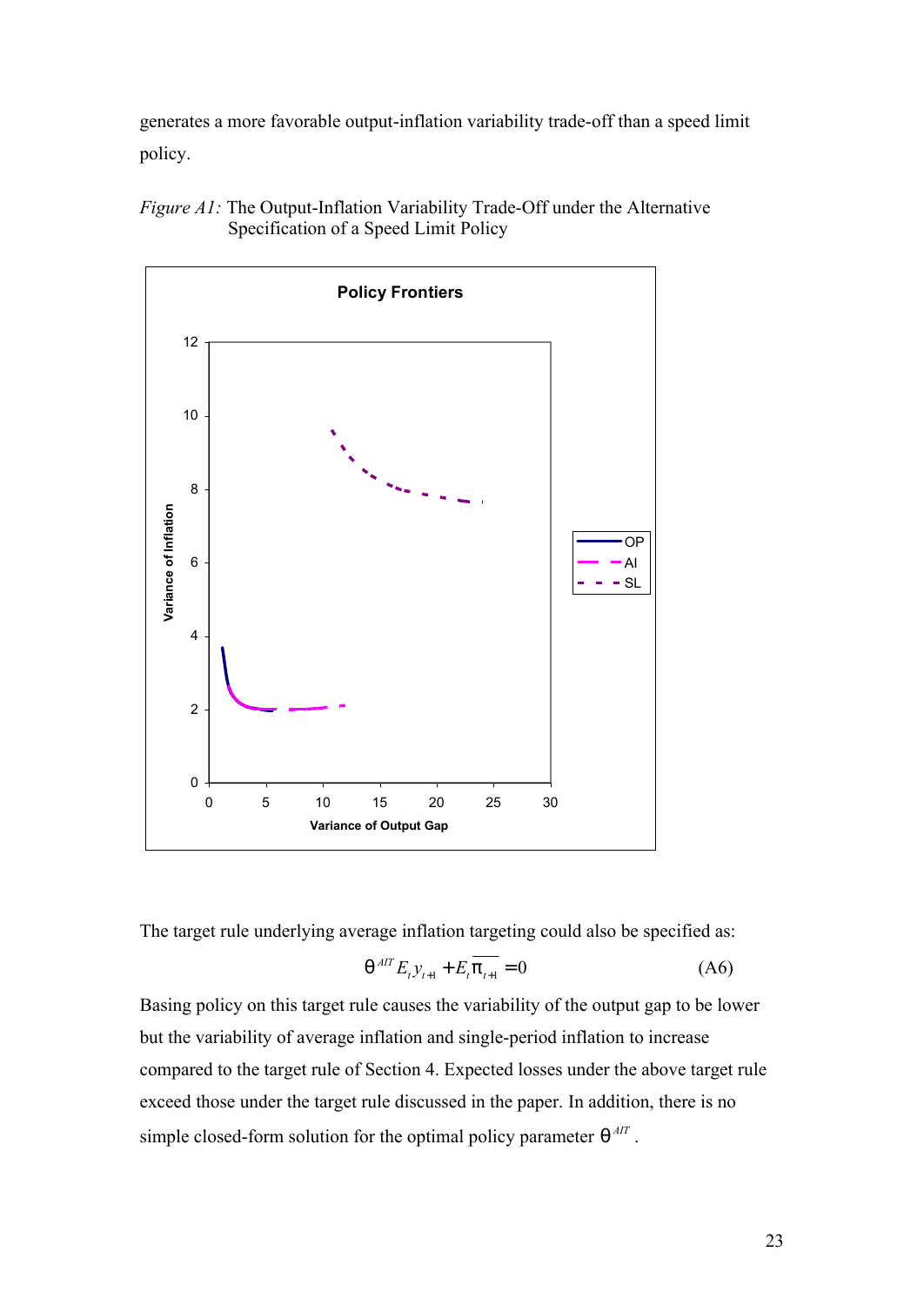generates a more favorable output-inflation variability trade-off than a speed limit policy.

*Figure A1:* The Output-Inflation Variability Trade-Off under the Alternative Specification of a Speed Limit Policy

The target rule underlying average inflation targeting could also be specified as:

$$\theta^{AIT} E_t y_{t+1} + E_t \overline{\pi_{t+1}} = 0 \tag{A6}$$

Basing policy on this target rule causes the variability of the output gap to be lower but the variability of average inflation and single-period inflation to increase compared to the target rule of Section 4. Expected losses under the above target rule exceed those under the target rule discussed in the paper. In addition, there is no simple closed-form solution for the optimal policy parameter $\theta^{AIT}$.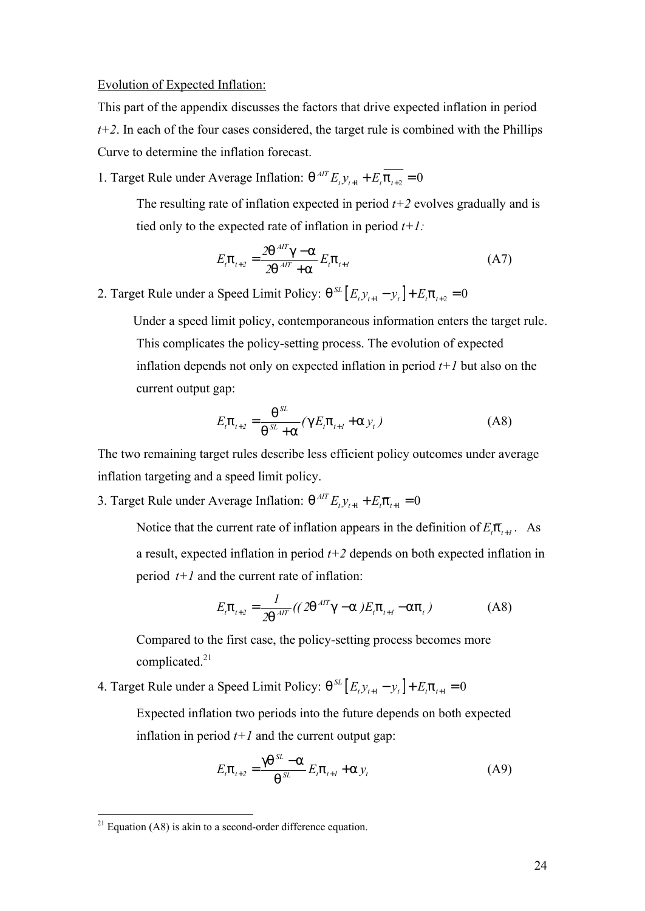Evolution of Expected Inflation:

This part of the appendix discusses the factors that drive expected inflation in period *t+2*. In each of the four cases considered, the target rule is combined with the Phillips Curve to determine the inflation forecast.

1. Target Rule under Average Inflation: $\theta^{AIT} E_t y_{t+1} + E_t \overline{\pi_{t+2}} = 0$

   The resulting rate of inflation expected in period *t+2* evolves gradually and is tied only to the expected rate of inflation in period *t+1:*

$$E_t \pi_{t+2} = \frac{2\theta^{AIT}\gamma - \alpha}{2\theta^{AIT} + \alpha} E_t \pi_{t+1} \tag{A7}$$

2. Target Rule under a Speed Limit Policy: $\theta^{SL}\left[E_t y_{t+1} - y_t\right] + E_t \pi_{t+2} = 0$

   Under a speed limit policy, contemporaneous information enters the target rule. This complicates the policy-setting process. The evolution of expected inflation depends not only on expected inflation in period *t+1* but also on the current output gap:

$$E_t \pi_{t+2} = \frac{\theta^{SL}}{\theta^{SL} + \alpha}(\gamma E_t \pi_{t+1} + \alpha\, y_t) \tag{A8}$$

The two remaining target rules describe less efficient policy outcomes under average inflation targeting and a speed limit policy.

3. Target Rule under Average Inflation: $\theta^{AIT} E_t y_{t+1} + E_t \overline{\pi}_{t+1} = 0$

   Notice that the current rate of inflation appears in the definition of $E_t \overline{\pi}_{t+1}$. As a result, expected inflation in period *t+2* depends on both expected inflation in period *t+1* and the current rate of inflation:

$$E_t \pi_{t+2} = \frac{1}{2\theta^{AIT}}((2\theta^{AIT}\gamma - \alpha)E_t \pi_{t+1} - \alpha \pi_t) \tag{A8}$$

   Compared to the first case, the policy-setting process becomes more complicated.[21]

4. Target Rule under a Speed Limit Policy: $\theta^{SL}\left[E_t y_{t+1} - y_t\right] + E_t \pi_{t+1} = 0$

   Expected inflation two periods into the future depends on both expected inflation in period *t+1* and the current output gap:

$$E_t \pi_{t+2} = \frac{\gamma\theta^{SL} - \alpha}{\theta^{SL}} E_t \pi_{t+1} + \alpha\, y_t \tag{A9}$$

---

[21] Equation (A8) is akin to a second-order difference equation.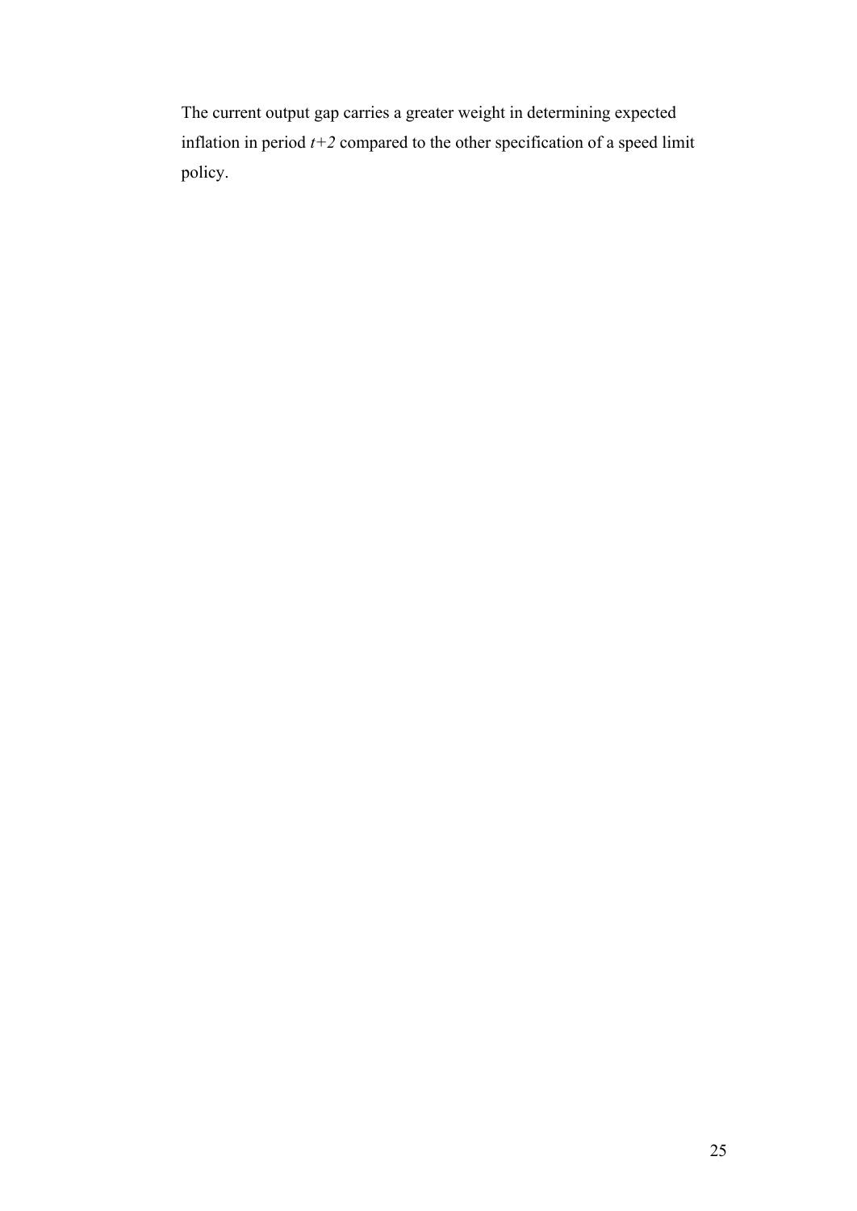The current output gap carries a greater weight in determining expected inflation in period *t+2* compared to the other specification of a speed limit policy.